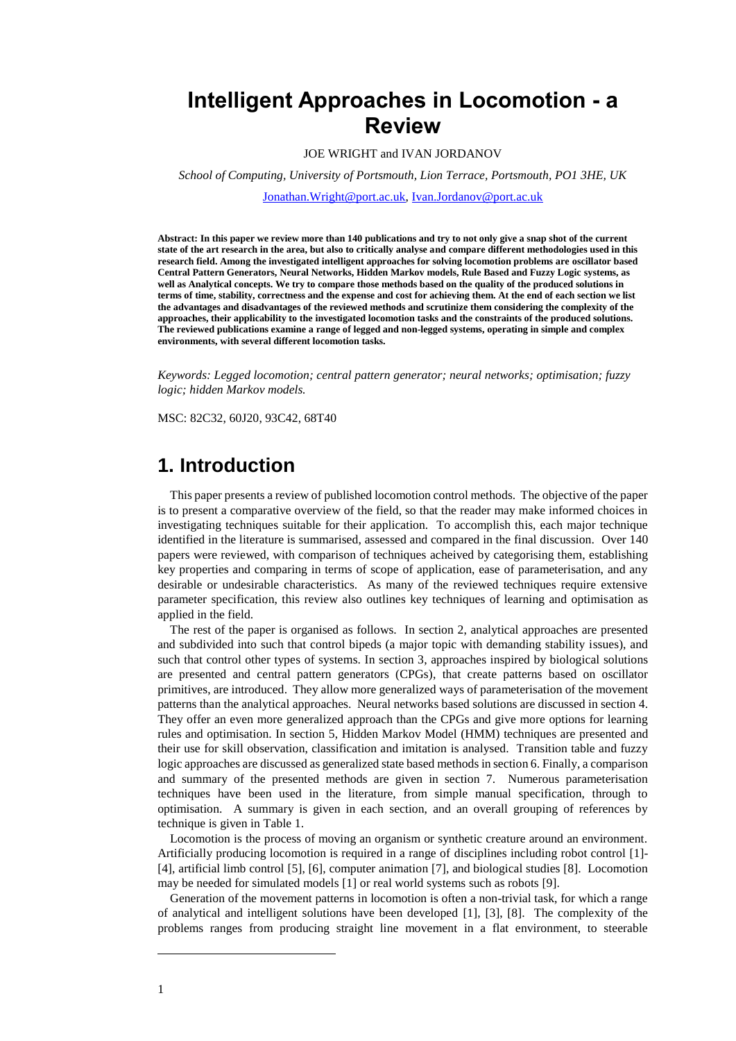# Intelligent Approaches in Locomotion - a Review

JOE WRIGHT and IVAN JORDANOV

*School of Computing, University of Portsmouth, Lion Terrace, Portsmouth, PO1 3HE, UK*

Jonathan.Wright@port.ac.uk, Ivan.Jordanov@port.ac.uk

**Abstract: In this paper we review more than 140 publications and try to not only give a snap shot of the current state of the art research in the area, but also to critically analyse and compare different methodologies used in this research field. Among the investigated intelligent approaches for solving locomotion problems are oscillator based Central Pattern Generators, Neural Networks, Hidden Markov models, Rule Based and Fuzzy Logic systems, as well as Analytical concepts. We try to compare those methods based on the quality of the produced solutions in terms of time, stability, correctness and the expense and cost for achieving them. At the end of each section we list the advantages and disadvantages of the reviewed methods and scrutinize them considering the complexity of the approaches, their applicability to the investigated locomotion tasks and the constraints of the produced solutions. The reviewed publications examine a range of legged and non-legged systems, operating in simple and complex environments, with several different locomotion tasks.**

*Keywords: Legged locomotion; central pattern generator; neural networks; optimisation; fuzzy logic; hidden Markov models.*

MSC: 82C32, 60J20, 93C42, 68T40

# 1. Introduction

This paper presents a review of published locomotion control methods. The objective of the paper is to present a comparative overview of the field, so that the reader may make informed choices in investigating techniques suitable for their application. To accomplish this, each major technique identified in the literature is summarised, assessed and compared in the final discussion. Over 140 papers were reviewed, with comparison of techniques acheived by categorising them, establishing key properties and comparing in terms of scope of application, ease of parameterisation, and any desirable or undesirable characteristics. As many of the reviewed techniques require extensive parameter specification, this review also outlines key techniques of learning and optimisation as applied in the field.

The rest of the paper is organised as follows. In section 2, analytical approaches are presented and subdivided into such that control bipeds (a major topic with demanding stability issues), and such that control other types of systems. In section 3, approaches inspired by biological solutions are presented and central pattern generators (CPGs), that create patterns based on oscillator primitives, are introduced. They allow more generalized ways of parameterisation of the movement patterns than the analytical approaches. Neural networks based solutions are discussed in section 4. They offer an even more generalized approach than the CPGs and give more options for learning rules and optimisation. In section 5, Hidden Markov Model (HMM) techniques are presented and their use for skill observation, classification and imitation is analysed. Transition table and fuzzy logic approaches are discussed as generalized state based methods in section 6. Finally, a comparison and summary of the presented methods are given in section 7. Numerous parameterisation techniques have been used in the literature, from simple manual specification, through to optimisation. A summary is given in each section, and an overall grouping of references by technique is given in Table 1.

Locomotion is the process of moving an organism or synthetic creature around an environment. Artificially producing locomotion is required in a range of disciplines including robot control [1]-[4], artificial limb control [5], [6], computer animation [7], and biological studies [8]. Locomotion may be needed for simulated models [1] or real world systems such as robots [9].

Generation of the movement patterns in locomotion is often a non-trivial task, for which a range of analytical and intelligent solutions have been developed [1], [3], [8]. The complexity of the problems ranges from producing straight line movement in a flat environment, to steerable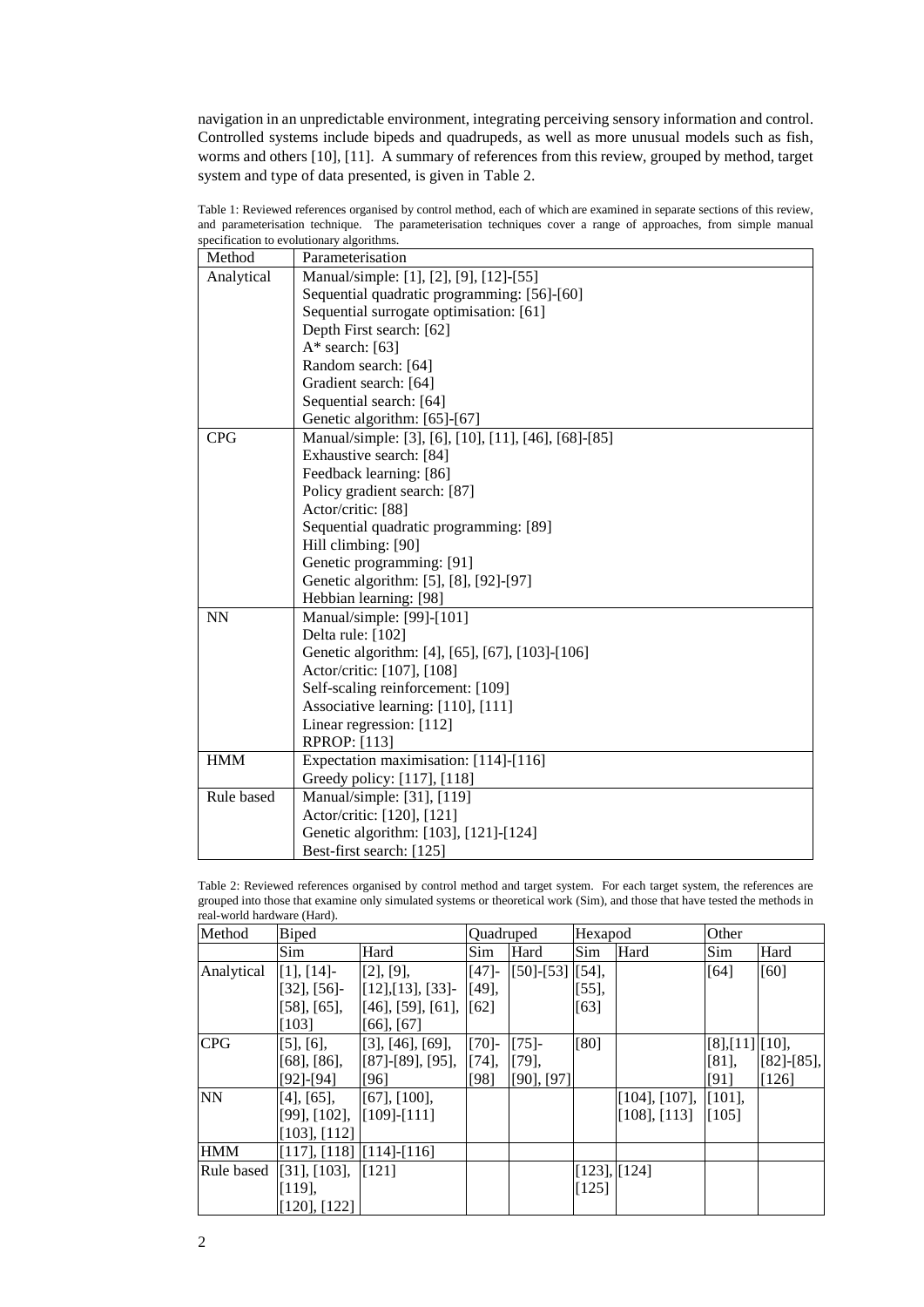navigation in an unpredictable environment, integrating perceiving sensory information and control. Controlled systems include bipeds and quadrupeds, as well as more unusual models such as fish, worms and others [10], [11]. A summary of references from this review, grouped by method, target system and type of data presented, is given in Table 2.

Table 1: Reviewed references organised by control method, each of which are examined in separate sections of this review, and parameterisation technique. The parameterisation techniques cover a range of approaches, from simple manual specification to evolutionary algorithms.

| Method | Parameterisation |
|---|---|
| Analytical | Manual/simple: [1], [2], [9], [12]-[55] |
| | Sequential quadratic programming: [56]-[60] |
| | Sequential surrogate optimisation: [61] |
| | Depth First search: [62] |
| | A* search: [63] |
| | Random search: [64] |
| | Gradient search: [64] |
| | Sequential search: [64] |
| | Genetic algorithm: [65]-[67] |
| CPG | Manual/simple: [3], [6], [10], [11], [46], [68]-[85] |
| | Exhaustive search: [84] |
| | Feedback learning: [86] |
| | Policy gradient search: [87] |
| | Actor/critic: [88] |
| | Sequential quadratic programming: [89] |
| | Hill climbing: [90] |
| | Genetic programming: [91] |
| | Genetic algorithm: [5], [8], [92]-[97] |
| | Hebbian learning: [98] |
| NN | Manual/simple: [99]-[101] |
| | Delta rule: [102] |
| | Genetic algorithm: [4], [65], [67], [103]-[106] |
| | Actor/critic: [107], [108] |
| | Self-scaling reinforcement: [109] |
| | Associative learning: [110], [111] |
| | Linear regression: [112] |
| | RPROP: [113] |
| HMM | Expectation maximisation: [114]-[116] |
| | Greedy policy: [117], [118] |
| Rule based | Manual/simple: [31], [119] |
| | Actor/critic: [120], [121] |
| | Genetic algorithm: [103], [121]-[124] |
| | Best-first search: [125] |

Table 2: Reviewed references organised by control method and target system. For each target system, the references are grouped into those that examine only simulated systems or theoretical work (Sim), and those that have tested the methods in real-world hardware (Hard).

| Method | Biped | | Quadruped | | Hexapod | | Other | |
|---|---|---|---|---|---|---|---|---|
| | Sim | Hard | Sim | Hard | Sim | Hard | Sim | Hard |
| Analytical | [1], [14]-[32], [56]-[58], [65], [103] | [2], [9], [12],[13], [33]-[46], [59], [61], [66], [67] | [47]-[49], [62] | [50]-[53] | [54], [55], [63] | | [64] | [60] |
| CPG | [5], [6], [68], [86], [92]-[94] | [3], [46], [69], [87]-[89], [95], [96] | [70]-[74], [98] | [75]-[79], [90], [97] | [80] | | [8],[11] [81], [91] | [10], [82]-[85], [126] |
| NN | [4], [65], [99], [102], [103], [112] | [67], [100], [109]-[111] | | | | [104], [107], [108], [113] | [101], [105] | |
| HMM | [117], [118] | [114]-[116] | | | | | | |
| Rule based | [31], [103], [119], [120], [122] | [121] | | | [123], [125] | [124] | | |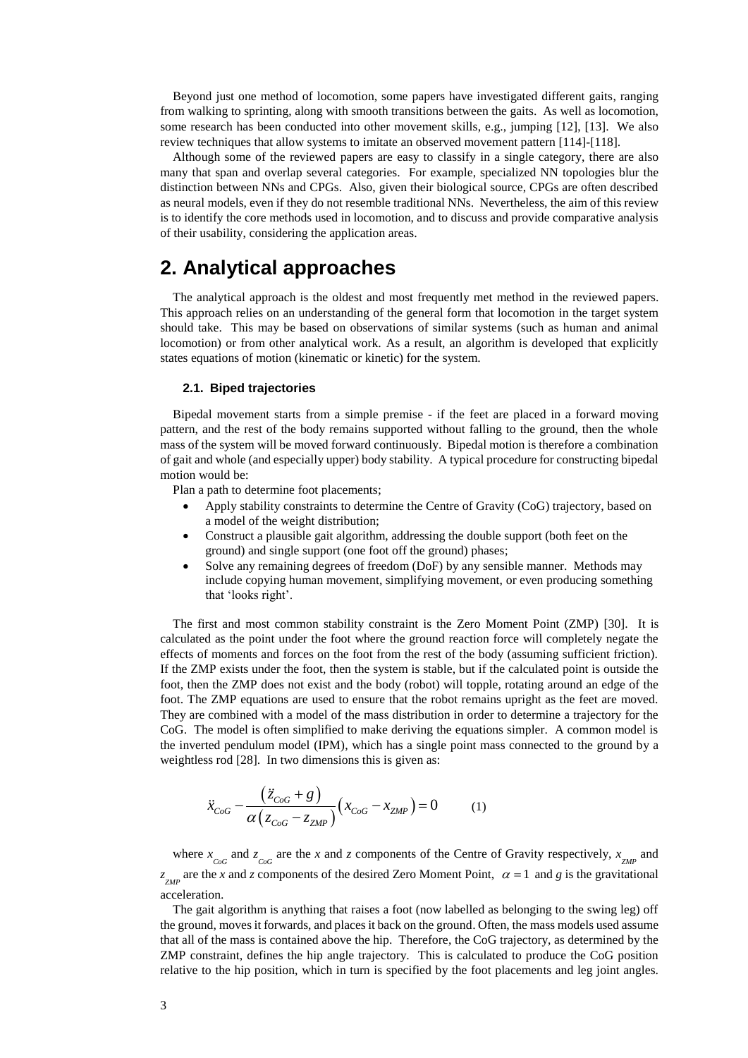Beyond just one method of locomotion, some papers have investigated different gaits, ranging from walking to sprinting, along with smooth transitions between the gaits. As well as locomotion, some research has been conducted into other movement skills, e.g., jumping [12], [13]. We also review techniques that allow systems to imitate an observed movement pattern [114]-[118].

Although some of the reviewed papers are easy to classify in a single category, there are also many that span and overlap several categories. For example, specialized NN topologies blur the distinction between NNs and CPGs. Also, given their biological source, CPGs are often described as neural models, even if they do not resemble traditional NNs. Nevertheless, the aim of this review is to identify the core methods used in locomotion, and to discuss and provide comparative analysis of their usability, considering the application areas.

# 2. Analytical approaches

The analytical approach is the oldest and most frequently met method in the reviewed papers. This approach relies on an understanding of the general form that locomotion in the target system should take. This may be based on observations of similar systems (such as human and animal locomotion) or from other analytical work. As a result, an algorithm is developed that explicitly states equations of motion (kinematic or kinetic) for the system.

### 2.1. Biped trajectories

Bipedal movement starts from a simple premise - if the feet are placed in a forward moving pattern, and the rest of the body remains supported without falling to the ground, then the whole mass of the system will be moved forward continuously. Bipedal motion is therefore a combination of gait and whole (and especially upper) body stability. A typical procedure for constructing bipedal motion would be:

Plan a path to determine foot placements;

- Apply stability constraints to determine the Centre of Gravity (CoG) trajectory, based on a model of the weight distribution;
- Construct a plausible gait algorithm, addressing the double support (both feet on the ground) and single support (one foot off the ground) phases;
- Solve any remaining degrees of freedom (DoF) by any sensible manner. Methods may include copying human movement, simplifying movement, or even producing something that 'looks right'.

The first and most common stability constraint is the Zero Moment Point (ZMP) [30]. It is calculated as the point under the foot where the ground reaction force will completely negate the effects of moments and forces on the foot from the rest of the body (assuming sufficient friction). If the ZMP exists under the foot, then the system is stable, but if the calculated point is outside the foot, then the ZMP does not exist and the body (robot) will topple, rotating around an edge of the foot. The ZMP equations are used to ensure that the robot remains upright as the feet are moved. They are combined with a model of the mass distribution in order to determine a trajectory for the CoG. The model is often simplified to make deriving the equations simpler. A common model is the inverted pendulum model (IPM), which has a single point mass connected to the ground by a weightless rod [28]. In two dimensions this is given as:

$$\ddot{x}_{CoG} - \frac{\left(\ddot{z}_{CoG} + g\right)}{\alpha\left(z_{CoG} - z_{ZMP}\right)}\left(x_{CoG} - x_{ZMP}\right) = 0 \qquad (1)$$

where $x_{CoG}$ and $z_{CoG}$ are the *x* and *z* components of the Centre of Gravity respectively, $x_{ZMP}$ and $z_{ZMP}$ are the *x* and *z* components of the desired Zero Moment Point, $\alpha = 1$ and *g* is the gravitational acceleration.

The gait algorithm is anything that raises a foot (now labelled as belonging to the swing leg) off the ground, moves it forwards, and places it back on the ground. Often, the mass models used assume that all of the mass is contained above the hip. Therefore, the CoG trajectory, as determined by the ZMP constraint, defines the hip angle trajectory. This is calculated to produce the CoG position relative to the hip position, which in turn is specified by the foot placements and leg joint angles.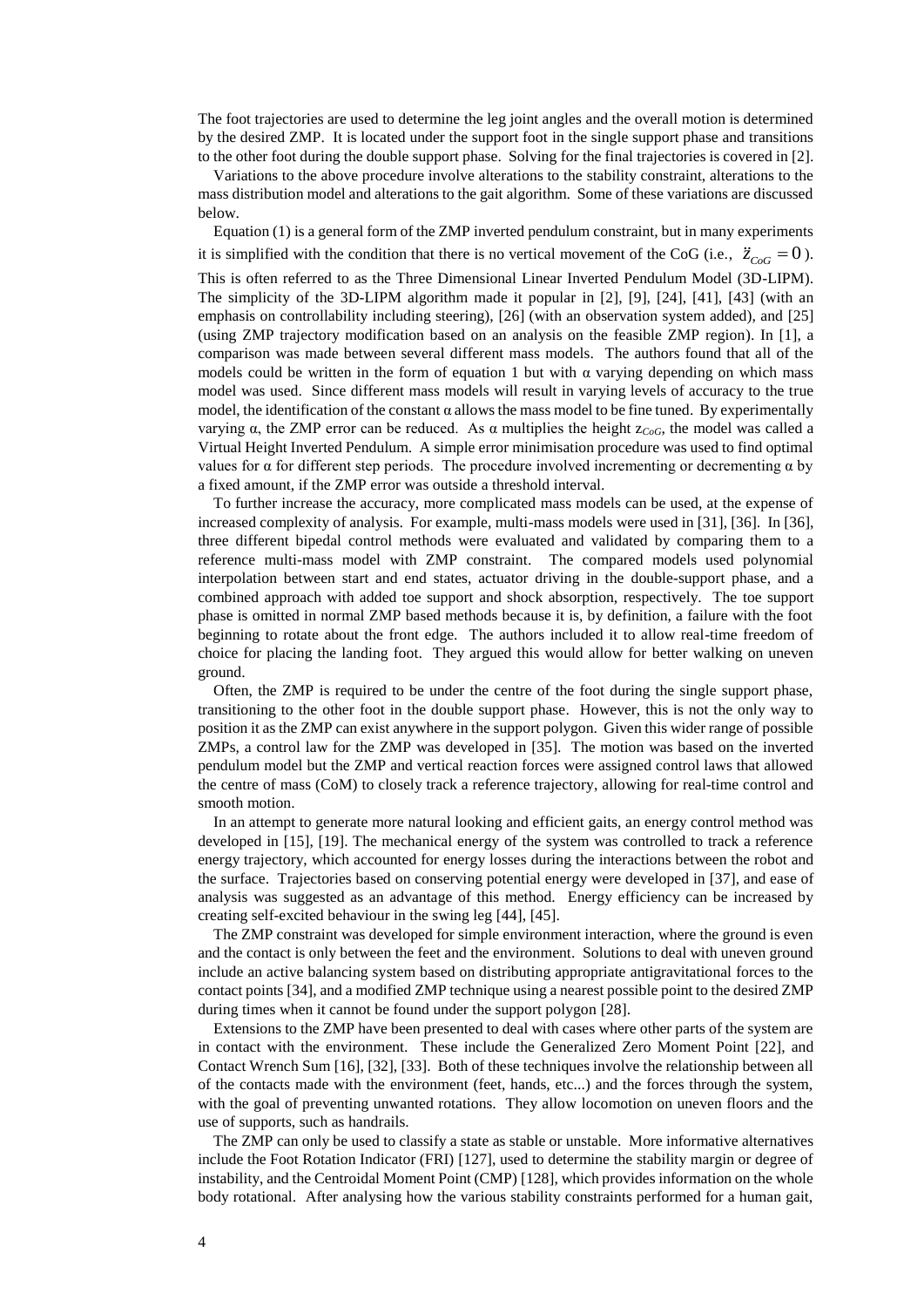The foot trajectories are used to determine the leg joint angles and the overall motion is determined by the desired ZMP. It is located under the support foot in the single support phase and transitions to the other foot during the double support phase. Solving for the final trajectories is covered in [2].

Variations to the above procedure involve alterations to the stability constraint, alterations to the mass distribution model and alterations to the gait algorithm. Some of these variations are discussed below.

Equation (1) is a general form of the ZMP inverted pendulum constraint, but in many experiments it is simplified with the condition that there is no vertical movement of the CoG (i.e., $\ddot{z}_{CoG} = 0$). This is often referred to as the Three Dimensional Linear Inverted Pendulum Model (3D-LIPM). The simplicity of the 3D-LIPM algorithm made it popular in [2], [9], [24], [41], [43] (with an emphasis on controllability including steering), [26] (with an observation system added), and [25] (using ZMP trajectory modification based on an analysis on the feasible ZMP region). In [1], a comparison was made between several different mass models. The authors found that all of the models could be written in the form of equation 1 but with α varying depending on which mass model was used. Since different mass models will result in varying levels of accuracy to the true model, the identification of the constant α allows the mass model to be fine tuned. By experimentally varying α, the ZMP error can be reduced. As α multiplies the height $z_{CoG}$, the model was called a Virtual Height Inverted Pendulum. A simple error minimisation procedure was used to find optimal values for α for different step periods. The procedure involved incrementing or decrementing α by a fixed amount, if the ZMP error was outside a threshold interval.

To further increase the accuracy, more complicated mass models can be used, at the expense of increased complexity of analysis. For example, multi-mass models were used in [31], [36]. In [36], three different bipedal control methods were evaluated and validated by comparing them to a reference multi-mass model with ZMP constraint. The compared models used polynomial interpolation between start and end states, actuator driving in the double-support phase, and a combined approach with added toe support and shock absorption, respectively. The toe support phase is omitted in normal ZMP based methods because it is, by definition, a failure with the foot beginning to rotate about the front edge. The authors included it to allow real-time freedom of choice for placing the landing foot. They argued this would allow for better walking on uneven ground.

Often, the ZMP is required to be under the centre of the foot during the single support phase, transitioning to the other foot in the double support phase. However, this is not the only way to position it as the ZMP can exist anywhere in the support polygon. Given this wider range of possible ZMPs, a control law for the ZMP was developed in [35]. The motion was based on the inverted pendulum model but the ZMP and vertical reaction forces were assigned control laws that allowed the centre of mass (CoM) to closely track a reference trajectory, allowing for real-time control and smooth motion.

In an attempt to generate more natural looking and efficient gaits, an energy control method was developed in [15], [19]. The mechanical energy of the system was controlled to track a reference energy trajectory, which accounted for energy losses during the interactions between the robot and the surface. Trajectories based on conserving potential energy were developed in [37], and ease of analysis was suggested as an advantage of this method. Energy efficiency can be increased by creating self-excited behaviour in the swing leg [44], [45].

The ZMP constraint was developed for simple environment interaction, where the ground is even and the contact is only between the feet and the environment. Solutions to deal with uneven ground include an active balancing system based on distributing appropriate antigravitational forces to the contact points [34], and a modified ZMP technique using a nearest possible point to the desired ZMP during times when it cannot be found under the support polygon [28].

Extensions to the ZMP have been presented to deal with cases where other parts of the system are in contact with the environment. These include the Generalized Zero Moment Point [22], and Contact Wrench Sum [16], [32], [33]. Both of these techniques involve the relationship between all of the contacts made with the environment (feet, hands, etc...) and the forces through the system, with the goal of preventing unwanted rotations. They allow locomotion on uneven floors and the use of supports, such as handrails.

The ZMP can only be used to classify a state as stable or unstable. More informative alternatives include the Foot Rotation Indicator (FRI) [127], used to determine the stability margin or degree of instability, and the Centroidal Moment Point (CMP) [128], which provides information on the whole body rotational. After analysing how the various stability constraints performed for a human gait,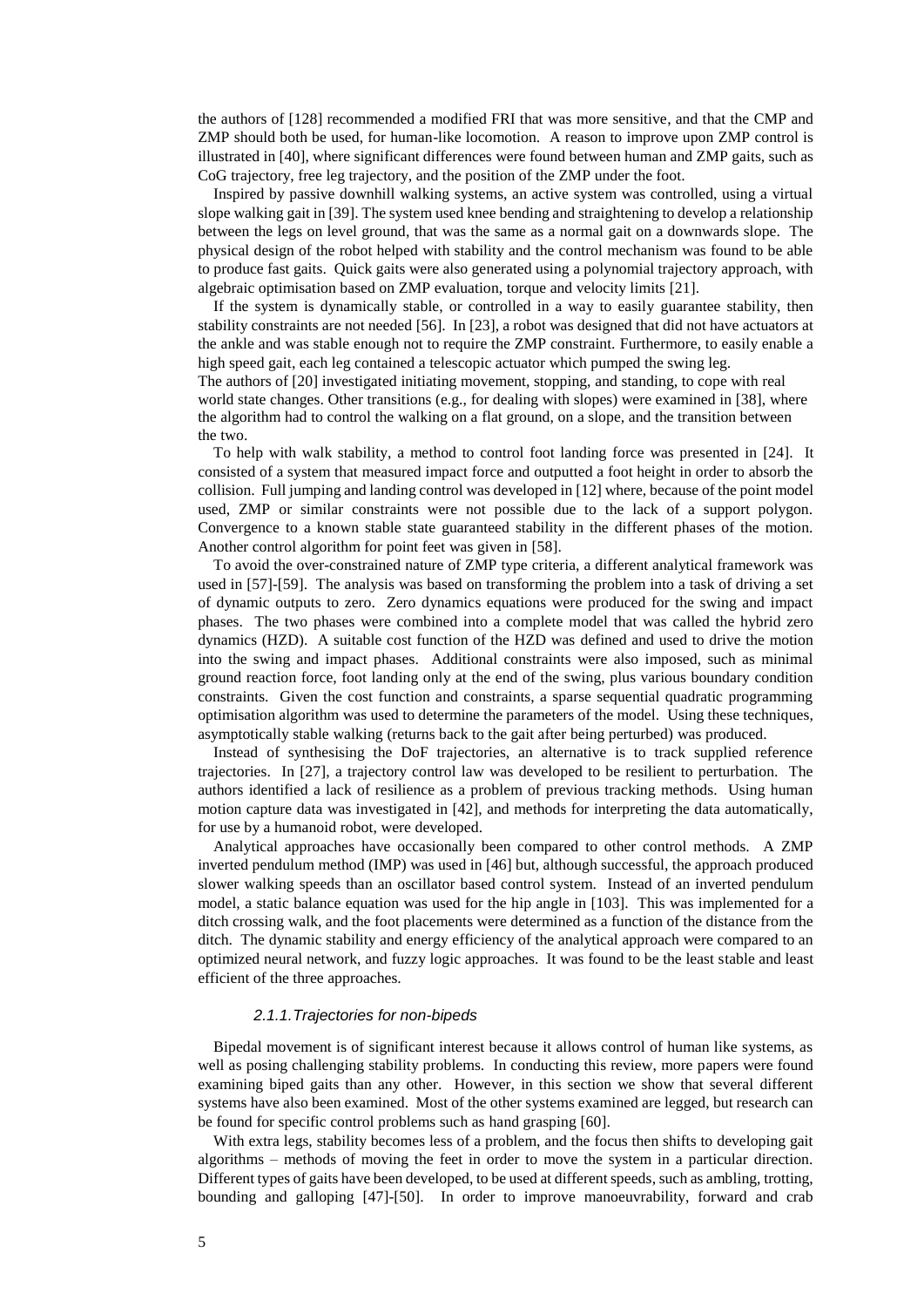the authors of [128] recommended a modified FRI that was more sensitive, and that the CMP and ZMP should both be used, for human-like locomotion. A reason to improve upon ZMP control is illustrated in [40], where significant differences were found between human and ZMP gaits, such as CoG trajectory, free leg trajectory, and the position of the ZMP under the foot.

Inspired by passive downhill walking systems, an active system was controlled, using a virtual slope walking gait in [39]. The system used knee bending and straightening to develop a relationship between the legs on level ground, that was the same as a normal gait on a downwards slope. The physical design of the robot helped with stability and the control mechanism was found to be able to produce fast gaits. Quick gaits were also generated using a polynomial trajectory approach, with algebraic optimisation based on ZMP evaluation, torque and velocity limits [21].

If the system is dynamically stable, or controlled in a way to easily guarantee stability, then stability constraints are not needed [56]. In [23], a robot was designed that did not have actuators at the ankle and was stable enough not to require the ZMP constraint. Furthermore, to easily enable a high speed gait, each leg contained a telescopic actuator which pumped the swing leg.
The authors of [20] investigated initiating movement, stopping, and standing, to cope with real world state changes. Other transitions (e.g., for dealing with slopes) were examined in [38], where the algorithm had to control the walking on a flat ground, on a slope, and the transition between the two.

To help with walk stability, a method to control foot landing force was presented in [24]. It consisted of a system that measured impact force and outputted a foot height in order to absorb the collision. Full jumping and landing control was developed in [12] where, because of the point model used, ZMP or similar constraints were not possible due to the lack of a support polygon. Convergence to a known stable state guaranteed stability in the different phases of the motion. Another control algorithm for point feet was given in [58].

To avoid the over-constrained nature of ZMP type criteria, a different analytical framework was used in [57]-[59]. The analysis was based on transforming the problem into a task of driving a set of dynamic outputs to zero. Zero dynamics equations were produced for the swing and impact phases. The two phases were combined into a complete model that was called the hybrid zero dynamics (HZD). A suitable cost function of the HZD was defined and used to drive the motion into the swing and impact phases. Additional constraints were also imposed, such as minimal ground reaction force, foot landing only at the end of the swing, plus various boundary condition constraints. Given the cost function and constraints, a sparse sequential quadratic programming optimisation algorithm was used to determine the parameters of the model. Using these techniques, asymptotically stable walking (returns back to the gait after being perturbed) was produced.

Instead of synthesising the DoF trajectories, an alternative is to track supplied reference trajectories. In [27], a trajectory control law was developed to be resilient to perturbation. The authors identified a lack of resilience as a problem of previous tracking methods. Using human motion capture data was investigated in [42], and methods for interpreting the data automatically, for use by a humanoid robot, were developed.

Analytical approaches have occasionally been compared to other control methods. A ZMP inverted pendulum method (IMP) was used in [46] but, although successful, the approach produced slower walking speeds than an oscillator based control system. Instead of an inverted pendulum model, a static balance equation was used for the hip angle in [103]. This was implemented for a ditch crossing walk, and the foot placements were determined as a function of the distance from the ditch. The dynamic stability and energy efficiency of the analytical approach were compared to an optimized neural network, and fuzzy logic approaches. It was found to be the least stable and least efficient of the three approaches.

#### *2.1.1. Trajectories for non-bipeds*

Bipedal movement is of significant interest because it allows control of human like systems, as well as posing challenging stability problems. In conducting this review, more papers were found examining biped gaits than any other. However, in this section we show that several different systems have also been examined. Most of the other systems examined are legged, but research can be found for specific control problems such as hand grasping [60].

With extra legs, stability becomes less of a problem, and the focus then shifts to developing gait algorithms – methods of moving the feet in order to move the system in a particular direction. Different types of gaits have been developed, to be used at different speeds, such as ambling, trotting, bounding and galloping [47]-[50]. In order to improve manoeuvrability, forward and crab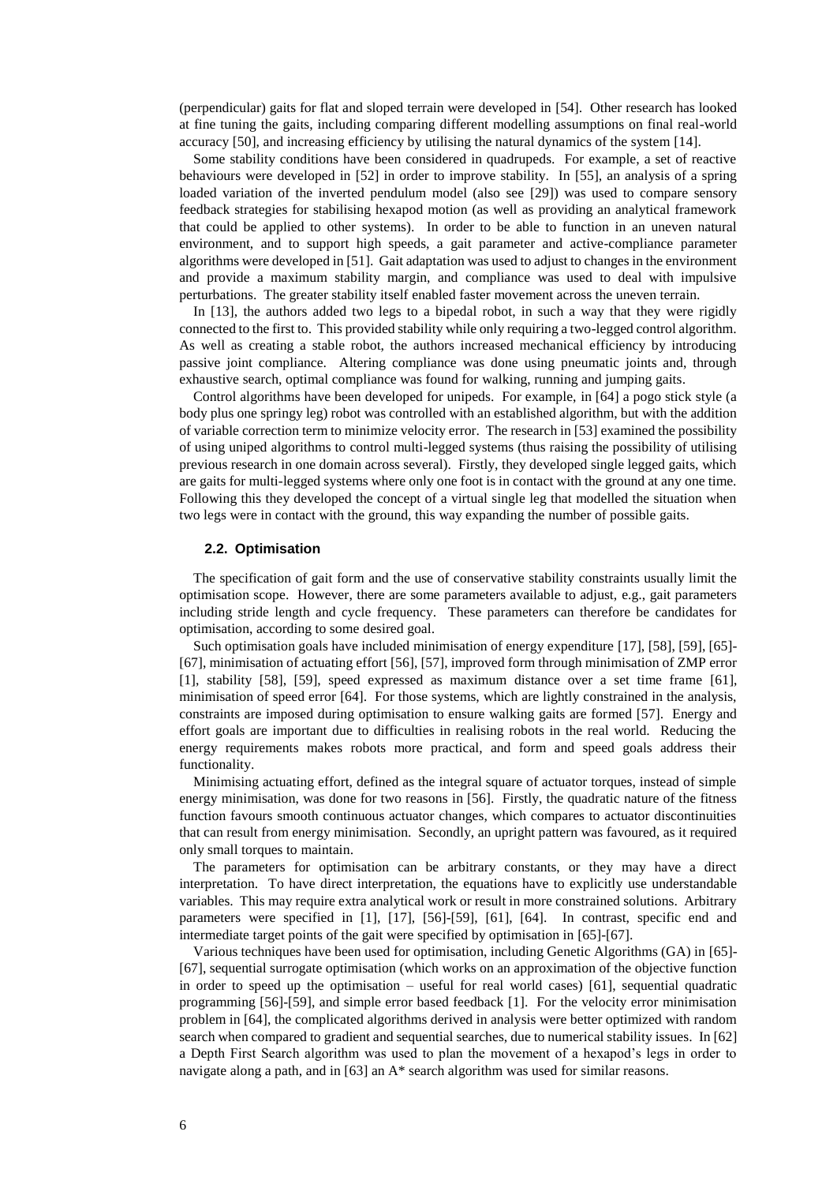(perpendicular) gaits for flat and sloped terrain were developed in [54]. Other research has looked at fine tuning the gaits, including comparing different modelling assumptions on final real-world accuracy [50], and increasing efficiency by utilising the natural dynamics of the system [14].

Some stability conditions have been considered in quadrupeds. For example, a set of reactive behaviours were developed in [52] in order to improve stability. In [55], an analysis of a spring loaded variation of the inverted pendulum model (also see [29]) was used to compare sensory feedback strategies for stabilising hexapod motion (as well as providing an analytical framework that could be applied to other systems). In order to be able to function in an uneven natural environment, and to support high speeds, a gait parameter and active-compliance parameter algorithms were developed in [51]. Gait adaptation was used to adjust to changes in the environment and provide a maximum stability margin, and compliance was used to deal with impulsive perturbations. The greater stability itself enabled faster movement across the uneven terrain.

In [13], the authors added two legs to a bipedal robot, in such a way that they were rigidly connected to the first to. This provided stability while only requiring a two-legged control algorithm. As well as creating a stable robot, the authors increased mechanical efficiency by introducing passive joint compliance. Altering compliance was done using pneumatic joints and, through exhaustive search, optimal compliance was found for walking, running and jumping gaits.

Control algorithms have been developed for unipeds. For example, in [64] a pogo stick style (a body plus one springy leg) robot was controlled with an established algorithm, but with the addition of variable correction term to minimize velocity error. The research in [53] examined the possibility of using uniped algorithms to control multi-legged systems (thus raising the possibility of utilising previous research in one domain across several). Firstly, they developed single legged gaits, which are gaits for multi-legged systems where only one foot is in contact with the ground at any one time. Following this they developed the concept of a virtual single leg that modelled the situation when two legs were in contact with the ground, this way expanding the number of possible gaits.

### 2.2. Optimisation

The specification of gait form and the use of conservative stability constraints usually limit the optimisation scope. However, there are some parameters available to adjust, e.g., gait parameters including stride length and cycle frequency. These parameters can therefore be candidates for optimisation, according to some desired goal.

Such optimisation goals have included minimisation of energy expenditure [17], [58], [59], [65]-[67], minimisation of actuating effort [56], [57], improved form through minimisation of ZMP error [1], stability [58], [59], speed expressed as maximum distance over a set time frame [61], minimisation of speed error [64]. For those systems, which are lightly constrained in the analysis, constraints are imposed during optimisation to ensure walking gaits are formed [57]. Energy and effort goals are important due to difficulties in realising robots in the real world. Reducing the energy requirements makes robots more practical, and form and speed goals address their functionality.

Minimising actuating effort, defined as the integral square of actuator torques, instead of simple energy minimisation, was done for two reasons in [56]. Firstly, the quadratic nature of the fitness function favours smooth continuous actuator changes, which compares to actuator discontinuities that can result from energy minimisation. Secondly, an upright pattern was favoured, as it required only small torques to maintain.

The parameters for optimisation can be arbitrary constants, or they may have a direct interpretation. To have direct interpretation, the equations have to explicitly use understandable variables. This may require extra analytical work or result in more constrained solutions. Arbitrary parameters were specified in [1], [17], [56]-[59], [61], [64]. In contrast, specific end and intermediate target points of the gait were specified by optimisation in [65]-[67].

Various techniques have been used for optimisation, including Genetic Algorithms (GA) in [65]-[67], sequential surrogate optimisation (which works on an approximation of the objective function in order to speed up the optimisation – useful for real world cases) [61], sequential quadratic programming [56]-[59], and simple error based feedback [1]. For the velocity error minimisation problem in [64], the complicated algorithms derived in analysis were better optimized with random search when compared to gradient and sequential searches, due to numerical stability issues. In [62] a Depth First Search algorithm was used to plan the movement of a hexapod's legs in order to navigate along a path, and in [63] an A* search algorithm was used for similar reasons.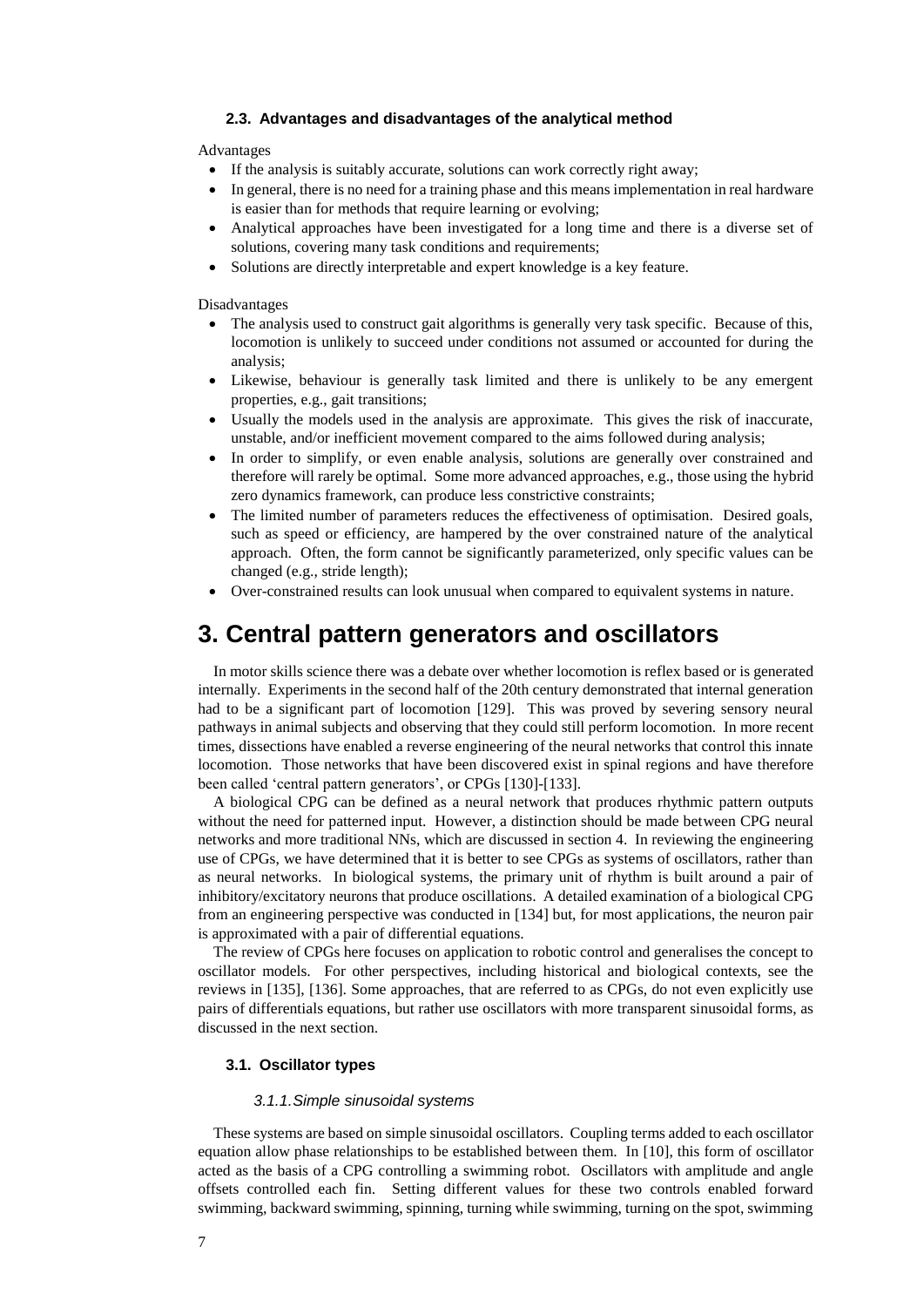### 2.3. Advantages and disadvantages of the analytical method

Advantages

- If the analysis is suitably accurate, solutions can work correctly right away;
- In general, there is no need for a training phase and this means implementation in real hardware is easier than for methods that require learning or evolving;
- Analytical approaches have been investigated for a long time and there is a diverse set of solutions, covering many task conditions and requirements;
- Solutions are directly interpretable and expert knowledge is a key feature.

Disadvantages

- The analysis used to construct gait algorithms is generally very task specific. Because of this, locomotion is unlikely to succeed under conditions not assumed or accounted for during the analysis;
- Likewise, behaviour is generally task limited and there is unlikely to be any emergent properties, e.g., gait transitions;
- Usually the models used in the analysis are approximate. This gives the risk of inaccurate, unstable, and/or inefficient movement compared to the aims followed during analysis;
- In order to simplify, or even enable analysis, solutions are generally over constrained and therefore will rarely be optimal. Some more advanced approaches, e.g., those using the hybrid zero dynamics framework, can produce less constrictive constraints;
- The limited number of parameters reduces the effectiveness of optimisation. Desired goals, such as speed or efficiency, are hampered by the over constrained nature of the analytical approach. Often, the form cannot be significantly parameterized, only specific values can be changed (e.g., stride length);
- Over-constrained results can look unusual when compared to equivalent systems in nature.

# 3. Central pattern generators and oscillators

In motor skills science there was a debate over whether locomotion is reflex based or is generated internally. Experiments in the second half of the 20th century demonstrated that internal generation had to be a significant part of locomotion [129]. This was proved by severing sensory neural pathways in animal subjects and observing that they could still perform locomotion. In more recent times, dissections have enabled a reverse engineering of the neural networks that control this innate locomotion. Those networks that have been discovered exist in spinal regions and have therefore been called 'central pattern generators', or CPGs [130]-[133].

A biological CPG can be defined as a neural network that produces rhythmic pattern outputs without the need for patterned input. However, a distinction should be made between CPG neural networks and more traditional NNs, which are discussed in section 4. In reviewing the engineering use of CPGs, we have determined that it is better to see CPGs as systems of oscillators, rather than as neural networks. In biological systems, the primary unit of rhythm is built around a pair of inhibitory/excitatory neurons that produce oscillations. A detailed examination of a biological CPG from an engineering perspective was conducted in [134] but, for most applications, the neuron pair is approximated with a pair of differential equations.

The review of CPGs here focuses on application to robotic control and generalises the concept to oscillator models. For other perspectives, including historical and biological contexts, see the reviews in [135], [136]. Some approaches, that are referred to as CPGs, do not even explicitly use pairs of differentials equations, but rather use oscillators with more transparent sinusoidal forms, as discussed in the next section.

### 3.1. Oscillator types

#### *3.1.1. Simple sinusoidal systems*

These systems are based on simple sinusoidal oscillators. Coupling terms added to each oscillator equation allow phase relationships to be established between them. In [10], this form of oscillator acted as the basis of a CPG controlling a swimming robot. Oscillators with amplitude and angle offsets controlled each fin. Setting different values for these two controls enabled forward swimming, backward swimming, spinning, turning while swimming, turning on the spot, swimming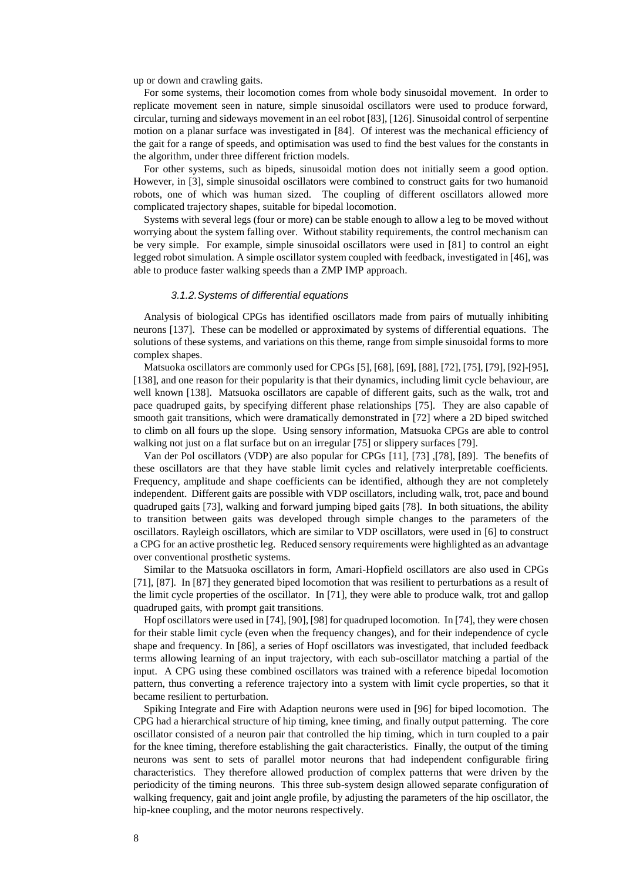up or down and crawling gaits.

For some systems, their locomotion comes from whole body sinusoidal movement. In order to replicate movement seen in nature, simple sinusoidal oscillators were used to produce forward, circular, turning and sideways movement in an eel robot [83], [126]. Sinusoidal control of serpentine motion on a planar surface was investigated in [84]. Of interest was the mechanical efficiency of the gait for a range of speeds, and optimisation was used to find the best values for the constants in the algorithm, under three different friction models.

For other systems, such as bipeds, sinusoidal motion does not initially seem a good option. However, in [3], simple sinusoidal oscillators were combined to construct gaits for two humanoid robots, one of which was human sized. The coupling of different oscillators allowed more complicated trajectory shapes, suitable for bipedal locomotion.

Systems with several legs (four or more) can be stable enough to allow a leg to be moved without worrying about the system falling over. Without stability requirements, the control mechanism can be very simple. For example, simple sinusoidal oscillators were used in [81] to control an eight legged robot simulation. A simple oscillator system coupled with feedback, investigated in [46], was able to produce faster walking speeds than a ZMP IMP approach.

### *3.1.2. Systems of differential equations*

Analysis of biological CPGs has identified oscillators made from pairs of mutually inhibiting neurons [137]. These can be modelled or approximated by systems of differential equations. The solutions of these systems, and variations on this theme, range from simple sinusoidal forms to more complex shapes.

Matsuoka oscillators are commonly used for CPGs [5], [68], [69], [88], [72], [75], [79], [92]-[95], [138], and one reason for their popularity is that their dynamics, including limit cycle behaviour, are well known [138]. Matsuoka oscillators are capable of different gaits, such as the walk, trot and pace quadruped gaits, by specifying different phase relationships [75]. They are also capable of smooth gait transitions, which were dramatically demonstrated in [72] where a 2D biped switched to climb on all fours up the slope. Using sensory information, Matsuoka CPGs are able to control walking not just on a flat surface but on an irregular [75] or slippery surfaces [79].

Van der Pol oscillators (VDP) are also popular for CPGs [11], [73] ,[78], [89]. The benefits of these oscillators are that they have stable limit cycles and relatively interpretable coefficients. Frequency, amplitude and shape coefficients can be identified, although they are not completely independent. Different gaits are possible with VDP oscillators, including walk, trot, pace and bound quadruped gaits [73], walking and forward jumping biped gaits [78]. In both situations, the ability to transition between gaits was developed through simple changes to the parameters of the oscillators. Rayleigh oscillators, which are similar to VDP oscillators, were used in [6] to construct a CPG for an active prosthetic leg. Reduced sensory requirements were highlighted as an advantage over conventional prosthetic systems.

Similar to the Matsuoka oscillators in form, Amari-Hopfield oscillators are also used in CPGs [71], [87]. In [87] they generated biped locomotion that was resilient to perturbations as a result of the limit cycle properties of the oscillator. In [71], they were able to produce walk, trot and gallop quadruped gaits, with prompt gait transitions.

Hopf oscillators were used in [74], [90], [98] for quadruped locomotion. In [74], they were chosen for their stable limit cycle (even when the frequency changes), and for their independence of cycle shape and frequency. In [86], a series of Hopf oscillators was investigated, that included feedback terms allowing learning of an input trajectory, with each sub-oscillator matching a partial of the input. A CPG using these combined oscillators was trained with a reference bipedal locomotion pattern, thus converting a reference trajectory into a system with limit cycle properties, so that it became resilient to perturbation.

Spiking Integrate and Fire with Adaption neurons were used in [96] for biped locomotion. The CPG had a hierarchical structure of hip timing, knee timing, and finally output patterning. The core oscillator consisted of a neuron pair that controlled the hip timing, which in turn coupled to a pair for the knee timing, therefore establishing the gait characteristics. Finally, the output of the timing neurons was sent to sets of parallel motor neurons that had independent configurable firing characteristics. They therefore allowed production of complex patterns that were driven by the periodicity of the timing neurons. This three sub-system design allowed separate configuration of walking frequency, gait and joint angle profile, by adjusting the parameters of the hip oscillator, the hip-knee coupling, and the motor neurons respectively.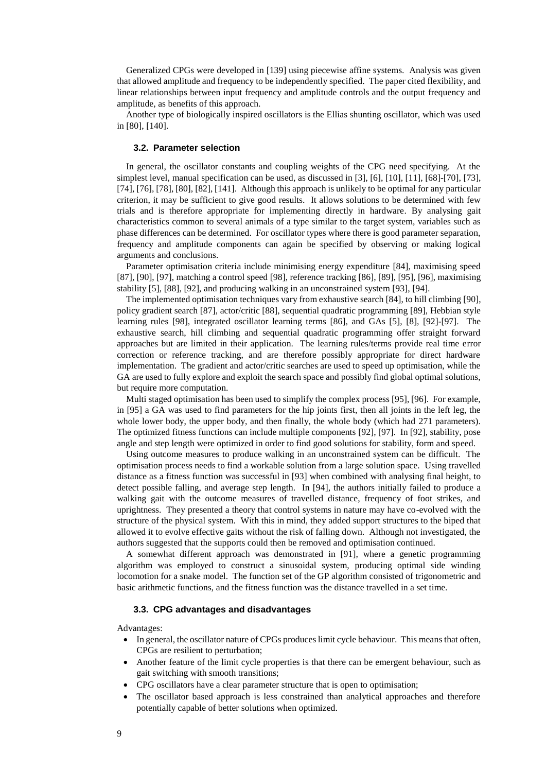Generalized CPGs were developed in [139] using piecewise affine systems. Analysis was given that allowed amplitude and frequency to be independently specified. The paper cited flexibility, and linear relationships between input frequency and amplitude controls and the output frequency and amplitude, as benefits of this approach.

Another type of biologically inspired oscillators is the Ellias shunting oscillator, which was used in [80], [140].

### 3.2. Parameter selection

In general, the oscillator constants and coupling weights of the CPG need specifying. At the simplest level, manual specification can be used, as discussed in [3], [6], [10], [11], [68]-[70], [73], [74], [76], [78], [80], [82], [141]. Although this approach is unlikely to be optimal for any particular criterion, it may be sufficient to give good results. It allows solutions to be determined with few trials and is therefore appropriate for implementing directly in hardware. By analysing gait characteristics common to several animals of a type similar to the target system, variables such as phase differences can be determined. For oscillator types where there is good parameter separation, frequency and amplitude components can again be specified by observing or making logical arguments and conclusions.

Parameter optimisation criteria include minimising energy expenditure [84], maximising speed [87], [90], [97], matching a control speed [98], reference tracking [86], [89], [95], [96], maximising stability [5], [88], [92], and producing walking in an unconstrained system [93], [94].

The implemented optimisation techniques vary from exhaustive search [84], to hill climbing [90], policy gradient search [87], actor/critic [88], sequential quadratic programming [89], Hebbian style learning rules [98], integrated oscillator learning terms [86], and GAs [5], [8], [92]-[97]. The exhaustive search, hill climbing and sequential quadratic programming offer straight forward approaches but are limited in their application. The learning rules/terms provide real time error correction or reference tracking, and are therefore possibly appropriate for direct hardware implementation. The gradient and actor/critic searches are used to speed up optimisation, while the GA are used to fully explore and exploit the search space and possibly find global optimal solutions, but require more computation.

Multi staged optimisation has been used to simplify the complex process [95], [96]. For example, in [95] a GA was used to find parameters for the hip joints first, then all joints in the left leg, the whole lower body, the upper body, and then finally, the whole body (which had 271 parameters). The optimized fitness functions can include multiple components [92], [97]. In [92], stability, pose angle and step length were optimized in order to find good solutions for stability, form and speed.

Using outcome measures to produce walking in an unconstrained system can be difficult. The optimisation process needs to find a workable solution from a large solution space. Using travelled distance as a fitness function was successful in [93] when combined with analysing final height, to detect possible falling, and average step length. In [94], the authors initially failed to produce a walking gait with the outcome measures of travelled distance, frequency of foot strikes, and uprightness. They presented a theory that control systems in nature may have co-evolved with the structure of the physical system. With this in mind, they added support structures to the biped that allowed it to evolve effective gaits without the risk of falling down. Although not investigated, the authors suggested that the supports could then be removed and optimisation continued.

A somewhat different approach was demonstrated in [91], where a genetic programming algorithm was employed to construct a sinusoidal system, producing optimal side winding locomotion for a snake model. The function set of the GP algorithm consisted of trigonometric and basic arithmetic functions, and the fitness function was the distance travelled in a set time.

### 3.3. CPG advantages and disadvantages

Advantages:

- In general, the oscillator nature of CPGs produces limit cycle behaviour. This means that often, CPGs are resilient to perturbation;
- Another feature of the limit cycle properties is that there can be emergent behaviour, such as gait switching with smooth transitions;
- CPG oscillators have a clear parameter structure that is open to optimisation;
- The oscillator based approach is less constrained than analytical approaches and therefore potentially capable of better solutions when optimized.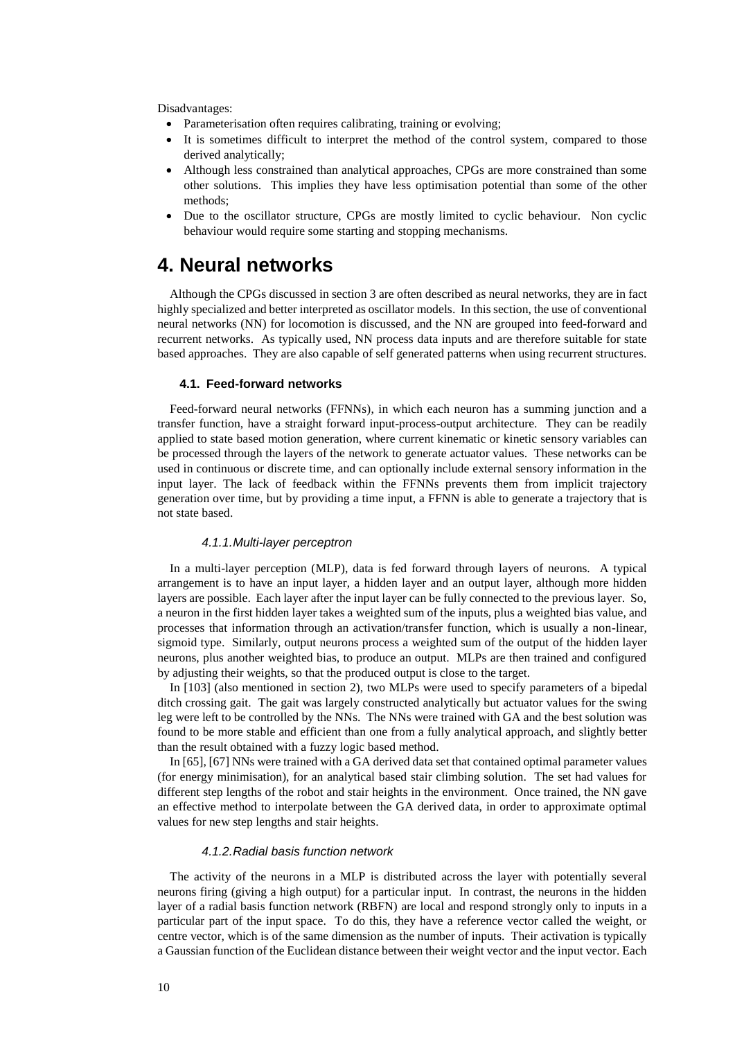Disadvantages:

- Parameterisation often requires calibrating, training or evolving;
- It is sometimes difficult to interpret the method of the control system, compared to those derived analytically;
- Although less constrained than analytical approaches, CPGs are more constrained than some other solutions. This implies they have less optimisation potential than some of the other methods;
- Due to the oscillator structure, CPGs are mostly limited to cyclic behaviour. Non cyclic behaviour would require some starting and stopping mechanisms.

# 4. Neural networks

Although the CPGs discussed in section 3 are often described as neural networks, they are in fact highly specialized and better interpreted as oscillator models. In this section, the use of conventional neural networks (NN) for locomotion is discussed, and the NN are grouped into feed-forward and recurrent networks. As typically used, NN process data inputs and are therefore suitable for state based approaches. They are also capable of self generated patterns when using recurrent structures.

## 4.1. Feed-forward networks

Feed-forward neural networks (FFNNs), in which each neuron has a summing junction and a transfer function, have a straight forward input-process-output architecture. They can be readily applied to state based motion generation, where current kinematic or kinetic sensory variables can be processed through the layers of the network to generate actuator values. These networks can be used in continuous or discrete time, and can optionally include external sensory information in the input layer. The lack of feedback within the FFNNs prevents them from implicit trajectory generation over time, but by providing a time input, a FFNN is able to generate a trajectory that is not state based.

### *4.1.1. Multi-layer perceptron*

In a multi-layer perception (MLP), data is fed forward through layers of neurons. A typical arrangement is to have an input layer, a hidden layer and an output layer, although more hidden layers are possible. Each layer after the input layer can be fully connected to the previous layer. So, a neuron in the first hidden layer takes a weighted sum of the inputs, plus a weighted bias value, and processes that information through an activation/transfer function, which is usually a non-linear, sigmoid type. Similarly, output neurons process a weighted sum of the output of the hidden layer neurons, plus another weighted bias, to produce an output. MLPs are then trained and configured by adjusting their weights, so that the produced output is close to the target.

In [103] (also mentioned in section 2), two MLPs were used to specify parameters of a bipedal ditch crossing gait. The gait was largely constructed analytically but actuator values for the swing leg were left to be controlled by the NNs. The NNs were trained with GA and the best solution was found to be more stable and efficient than one from a fully analytical approach, and slightly better than the result obtained with a fuzzy logic based method.

In [65], [67] NNs were trained with a GA derived data set that contained optimal parameter values (for energy minimisation), for an analytical based stair climbing solution. The set had values for different step lengths of the robot and stair heights in the environment. Once trained, the NN gave an effective method to interpolate between the GA derived data, in order to approximate optimal values for new step lengths and stair heights.

### *4.1.2. Radial basis function network*

The activity of the neurons in a MLP is distributed across the layer with potentially several neurons firing (giving a high output) for a particular input. In contrast, the neurons in the hidden layer of a radial basis function network (RBFN) are local and respond strongly only to inputs in a particular part of the input space. To do this, they have a reference vector called the weight, or centre vector, which is of the same dimension as the number of inputs. Their activation is typically a Gaussian function of the Euclidean distance between their weight vector and the input vector. Each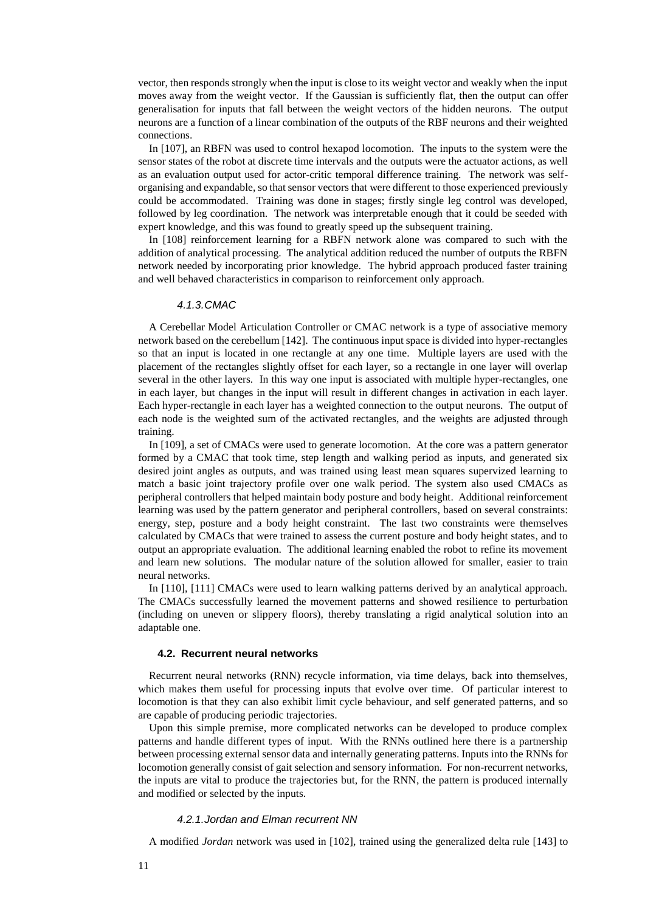vector, then responds strongly when the input is close to its weight vector and weakly when the input moves away from the weight vector. If the Gaussian is sufficiently flat, then the output can offer generalisation for inputs that fall between the weight vectors of the hidden neurons. The output neurons are a function of a linear combination of the outputs of the RBF neurons and their weighted connections.

In [107], an RBFN was used to control hexapod locomotion. The inputs to the system were the sensor states of the robot at discrete time intervals and the outputs were the actuator actions, as well as an evaluation output used for actor-critic temporal difference training. The network was self-organising and expandable, so that sensor vectors that were different to those experienced previously could be accommodated. Training was done in stages; firstly single leg control was developed, followed by leg coordination. The network was interpretable enough that it could be seeded with expert knowledge, and this was found to greatly speed up the subsequent training.

In [108] reinforcement learning for a RBFN network alone was compared to such with the addition of analytical processing. The analytical addition reduced the number of outputs the RBFN network needed by incorporating prior knowledge. The hybrid approach produced faster training and well behaved characteristics in comparison to reinforcement only approach.

#### *4.1.3. CMAC*

A Cerebellar Model Articulation Controller or CMAC network is a type of associative memory network based on the cerebellum [142]. The continuous input space is divided into hyper-rectangles so that an input is located in one rectangle at any one time. Multiple layers are used with the placement of the rectangles slightly offset for each layer, so a rectangle in one layer will overlap several in the other layers. In this way one input is associated with multiple hyper-rectangles, one in each layer, but changes in the input will result in different changes in activation in each layer. Each hyper-rectangle in each layer has a weighted connection to the output neurons. The output of each node is the weighted sum of the activated rectangles, and the weights are adjusted through training.

In [109], a set of CMACs were used to generate locomotion. At the core was a pattern generator formed by a CMAC that took time, step length and walking period as inputs, and generated six desired joint angles as outputs, and was trained using least mean squares supervized learning to match a basic joint trajectory profile over one walk period. The system also used CMACs as peripheral controllers that helped maintain body posture and body height. Additional reinforcement learning was used by the pattern generator and peripheral controllers, based on several constraints: energy, step, posture and a body height constraint. The last two constraints were themselves calculated by CMACs that were trained to assess the current posture and body height states, and to output an appropriate evaluation. The additional learning enabled the robot to refine its movement and learn new solutions. The modular nature of the solution allowed for smaller, easier to train neural networks.

In [110], [111] CMACs were used to learn walking patterns derived by an analytical approach. The CMACs successfully learned the movement patterns and showed resilience to perturbation (including on uneven or slippery floors), thereby translating a rigid analytical solution into an adaptable one.

### 4.2. Recurrent neural networks

Recurrent neural networks (RNN) recycle information, via time delays, back into themselves, which makes them useful for processing inputs that evolve over time. Of particular interest to locomotion is that they can also exhibit limit cycle behaviour, and self generated patterns, and so are capable of producing periodic trajectories.

Upon this simple premise, more complicated networks can be developed to produce complex patterns and handle different types of input. With the RNNs outlined here there is a partnership between processing external sensor data and internally generating patterns. Inputs into the RNNs for locomotion generally consist of gait selection and sensory information. For non-recurrent networks, the inputs are vital to produce the trajectories but, for the RNN, the pattern is produced internally and modified or selected by the inputs.

#### *4.2.1. Jordan and Elman recurrent NN*

A modified *Jordan* network was used in [102], trained using the generalized delta rule [143] to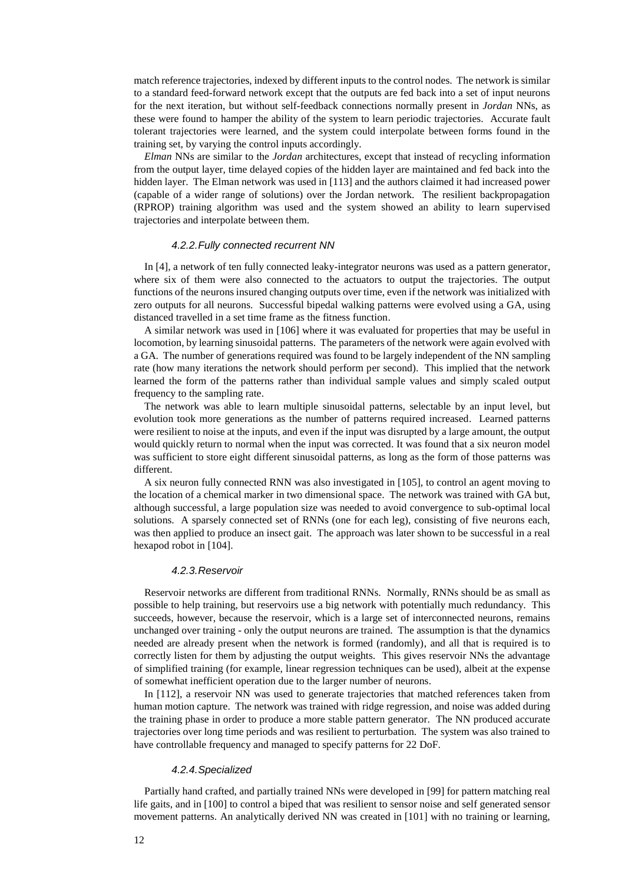match reference trajectories, indexed by different inputs to the control nodes. The network is similar to a standard feed-forward network except that the outputs are fed back into a set of input neurons for the next iteration, but without self-feedback connections normally present in *Jordan* NNs, as these were found to hamper the ability of the system to learn periodic trajectories. Accurate fault tolerant trajectories were learned, and the system could interpolate between forms found in the training set, by varying the control inputs accordingly.

*Elman* NNs are similar to the *Jordan* architectures, except that instead of recycling information from the output layer, time delayed copies of the hidden layer are maintained and fed back into the hidden layer. The Elman network was used in [113] and the authors claimed it had increased power (capable of a wider range of solutions) over the Jordan network. The resilient backpropagation (RPROP) training algorithm was used and the system showed an ability to learn supervised trajectories and interpolate between them.

#### *4.2.2. Fully connected recurrent NN*

In [4], a network of ten fully connected leaky-integrator neurons was used as a pattern generator, where six of them were also connected to the actuators to output the trajectories. The output functions of the neurons insured changing outputs over time, even if the network was initialized with zero outputs for all neurons. Successful bipedal walking patterns were evolved using a GA, using distanced travelled in a set time frame as the fitness function.

A similar network was used in [106] where it was evaluated for properties that may be useful in locomotion, by learning sinusoidal patterns. The parameters of the network were again evolved with a GA. The number of generations required was found to be largely independent of the NN sampling rate (how many iterations the network should perform per second). This implied that the network learned the form of the patterns rather than individual sample values and simply scaled output frequency to the sampling rate.

The network was able to learn multiple sinusoidal patterns, selectable by an input level, but evolution took more generations as the number of patterns required increased. Learned patterns were resilient to noise at the inputs, and even if the input was disrupted by a large amount, the output would quickly return to normal when the input was corrected. It was found that a six neuron model was sufficient to store eight different sinusoidal patterns, as long as the form of those patterns was different.

A six neuron fully connected RNN was also investigated in [105], to control an agent moving to the location of a chemical marker in two dimensional space. The network was trained with GA but, although successful, a large population size was needed to avoid convergence to sub-optimal local solutions. A sparsely connected set of RNNs (one for each leg), consisting of five neurons each, was then applied to produce an insect gait. The approach was later shown to be successful in a real hexapod robot in [104].

#### *4.2.3. Reservoir*

Reservoir networks are different from traditional RNNs. Normally, RNNs should be as small as possible to help training, but reservoirs use a big network with potentially much redundancy. This succeeds, however, because the reservoir, which is a large set of interconnected neurons, remains unchanged over training - only the output neurons are trained. The assumption is that the dynamics needed are already present when the network is formed (randomly), and all that is required is to correctly listen for them by adjusting the output weights. This gives reservoir NNs the advantage of simplified training (for example, linear regression techniques can be used), albeit at the expense of somewhat inefficient operation due to the larger number of neurons.

In [112], a reservoir NN was used to generate trajectories that matched references taken from human motion capture. The network was trained with ridge regression, and noise was added during the training phase in order to produce a more stable pattern generator. The NN produced accurate trajectories over long time periods and was resilient to perturbation. The system was also trained to have controllable frequency and managed to specify patterns for 22 DoF.

#### *4.2.4. Specialized*

Partially hand crafted, and partially trained NNs were developed in [99] for pattern matching real life gaits, and in [100] to control a biped that was resilient to sensor noise and self generated sensor movement patterns. An analytically derived NN was created in [101] with no training or learning,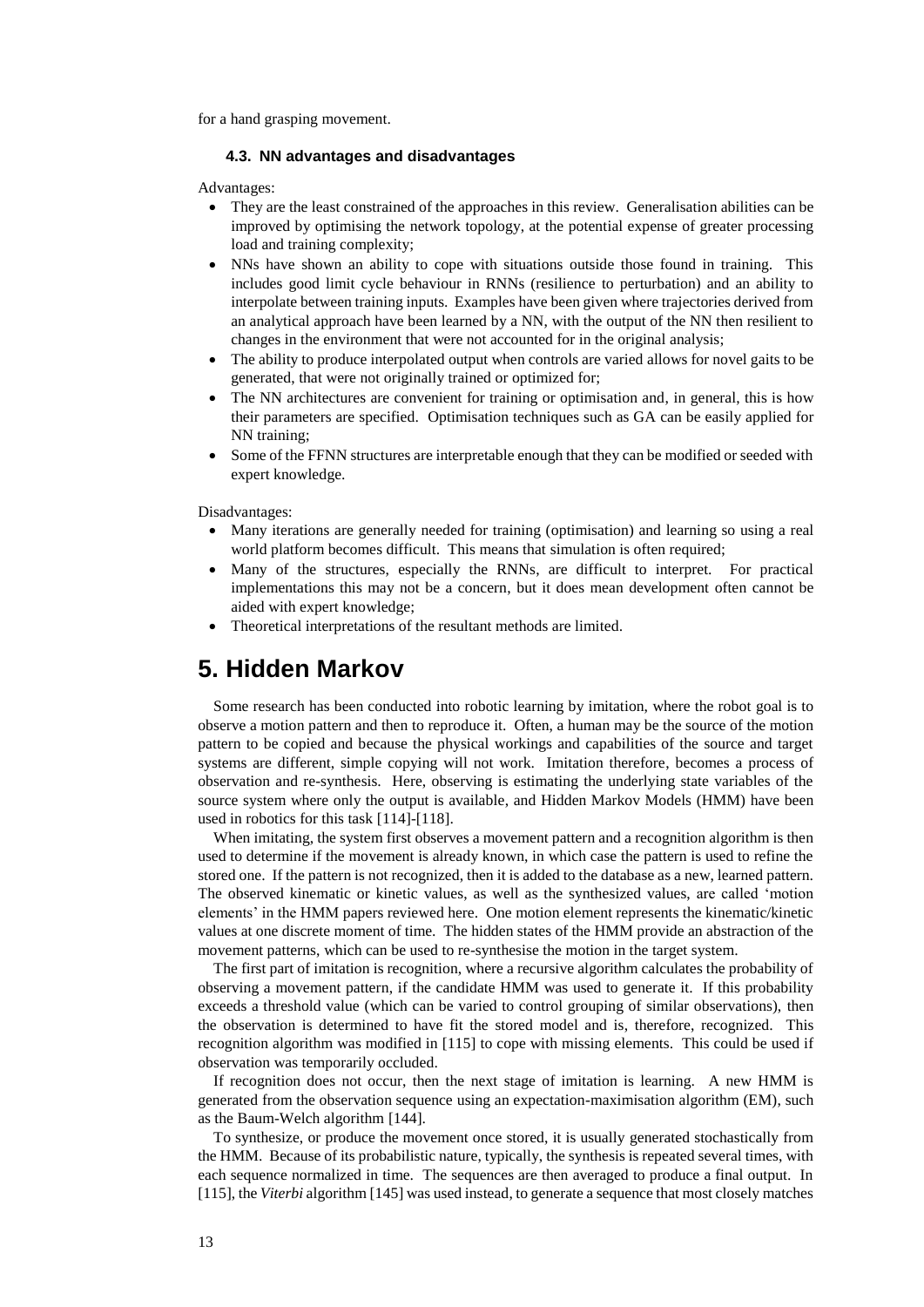for a hand grasping movement.

### 4.3. NN advantages and disadvantages

Advantages:

- They are the least constrained of the approaches in this review. Generalisation abilities can be improved by optimising the network topology, at the potential expense of greater processing load and training complexity;
- NNs have shown an ability to cope with situations outside those found in training. This includes good limit cycle behaviour in RNNs (resilience to perturbation) and an ability to interpolate between training inputs. Examples have been given where trajectories derived from an analytical approach have been learned by a NN, with the output of the NN then resilient to changes in the environment that were not accounted for in the original analysis;
- The ability to produce interpolated output when controls are varied allows for novel gaits to be generated, that were not originally trained or optimized for;
- The NN architectures are convenient for training or optimisation and, in general, this is how their parameters are specified. Optimisation techniques such as GA can be easily applied for NN training;
- Some of the FFNN structures are interpretable enough that they can be modified or seeded with expert knowledge.

Disadvantages:

- Many iterations are generally needed for training (optimisation) and learning so using a real world platform becomes difficult. This means that simulation is often required;
- Many of the structures, especially the RNNs, are difficult to interpret. For practical implementations this may not be a concern, but it does mean development often cannot be aided with expert knowledge;
- Theoretical interpretations of the resultant methods are limited.

# 5. Hidden Markov

Some research has been conducted into robotic learning by imitation, where the robot goal is to observe a motion pattern and then to reproduce it. Often, a human may be the source of the motion pattern to be copied and because the physical workings and capabilities of the source and target systems are different, simple copying will not work. Imitation therefore, becomes a process of observation and re-synthesis. Here, observing is estimating the underlying state variables of the source system where only the output is available, and Hidden Markov Models (HMM) have been used in robotics for this task [114]-[118].

When imitating, the system first observes a movement pattern and a recognition algorithm is then used to determine if the movement is already known, in which case the pattern is used to refine the stored one. If the pattern is not recognized, then it is added to the database as a new, learned pattern. The observed kinematic or kinetic values, as well as the synthesized values, are called 'motion elements' in the HMM papers reviewed here. One motion element represents the kinematic/kinetic values at one discrete moment of time. The hidden states of the HMM provide an abstraction of the movement patterns, which can be used to re-synthesise the motion in the target system.

The first part of imitation is recognition, where a recursive algorithm calculates the probability of observing a movement pattern, if the candidate HMM was used to generate it. If this probability exceeds a threshold value (which can be varied to control grouping of similar observations), then the observation is determined to have fit the stored model and is, therefore, recognized. This recognition algorithm was modified in [115] to cope with missing elements. This could be used if observation was temporarily occluded.

If recognition does not occur, then the next stage of imitation is learning. A new HMM is generated from the observation sequence using an expectation-maximisation algorithm (EM), such as the Baum-Welch algorithm [144].

To synthesize, or produce the movement once stored, it is usually generated stochastically from the HMM. Because of its probabilistic nature, typically, the synthesis is repeated several times, with each sequence normalized in time. The sequences are then averaged to produce a final output. In [115], the *Viterbi* algorithm [145] was used instead, to generate a sequence that most closely matches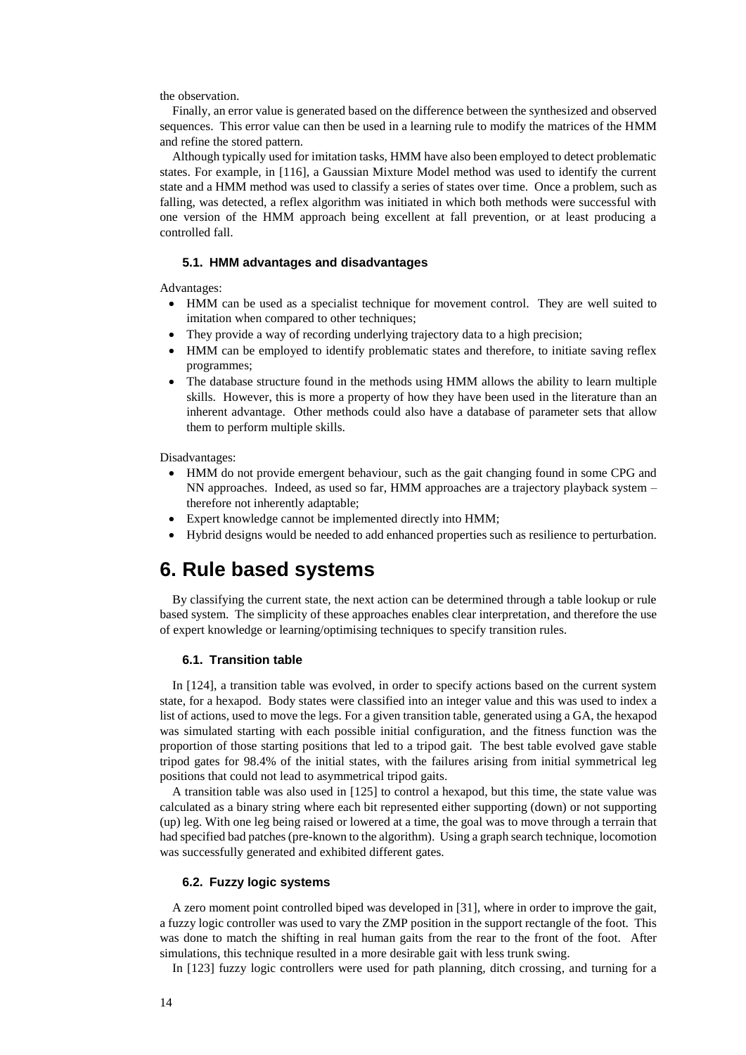the observation.

Finally, an error value is generated based on the difference between the synthesized and observed sequences. This error value can then be used in a learning rule to modify the matrices of the HMM and refine the stored pattern.

Although typically used for imitation tasks, HMM have also been employed to detect problematic states. For example, in [116], a Gaussian Mixture Model method was used to identify the current state and a HMM method was used to classify a series of states over time. Once a problem, such as falling, was detected, a reflex algorithm was initiated in which both methods were successful with one version of the HMM approach being excellent at fall prevention, or at least producing a controlled fall.

### 5.1. HMM advantages and disadvantages

Advantages:

- HMM can be used as a specialist technique for movement control. They are well suited to imitation when compared to other techniques;
- They provide a way of recording underlying trajectory data to a high precision;
- HMM can be employed to identify problematic states and therefore, to initiate saving reflex programmes;
- The database structure found in the methods using HMM allows the ability to learn multiple skills. However, this is more a property of how they have been used in the literature than an inherent advantage. Other methods could also have a database of parameter sets that allow them to perform multiple skills.

Disadvantages:

- HMM do not provide emergent behaviour, such as the gait changing found in some CPG and NN approaches. Indeed, as used so far, HMM approaches are a trajectory playback system – therefore not inherently adaptable;
- Expert knowledge cannot be implemented directly into HMM;
- Hybrid designs would be needed to add enhanced properties such as resilience to perturbation.

# 6. Rule based systems

By classifying the current state, the next action can be determined through a table lookup or rule based system. The simplicity of these approaches enables clear interpretation, and therefore the use of expert knowledge or learning/optimising techniques to specify transition rules.

### 6.1. Transition table

In [124], a transition table was evolved, in order to specify actions based on the current system state, for a hexapod. Body states were classified into an integer value and this was used to index a list of actions, used to move the legs. For a given transition table, generated using a GA, the hexapod was simulated starting with each possible initial configuration, and the fitness function was the proportion of those starting positions that led to a tripod gait. The best table evolved gave stable tripod gates for 98.4% of the initial states, with the failures arising from initial symmetrical leg positions that could not lead to asymmetrical tripod gaits.

A transition table was also used in [125] to control a hexapod, but this time, the state value was calculated as a binary string where each bit represented either supporting (down) or not supporting (up) leg. With one leg being raised or lowered at a time, the goal was to move through a terrain that had specified bad patches (pre-known to the algorithm). Using a graph search technique, locomotion was successfully generated and exhibited different gates.

### 6.2. Fuzzy logic systems

A zero moment point controlled biped was developed in [31], where in order to improve the gait, a fuzzy logic controller was used to vary the ZMP position in the support rectangle of the foot. This was done to match the shifting in real human gaits from the rear to the front of the foot. After simulations, this technique resulted in a more desirable gait with less trunk swing.

In [123] fuzzy logic controllers were used for path planning, ditch crossing, and turning for a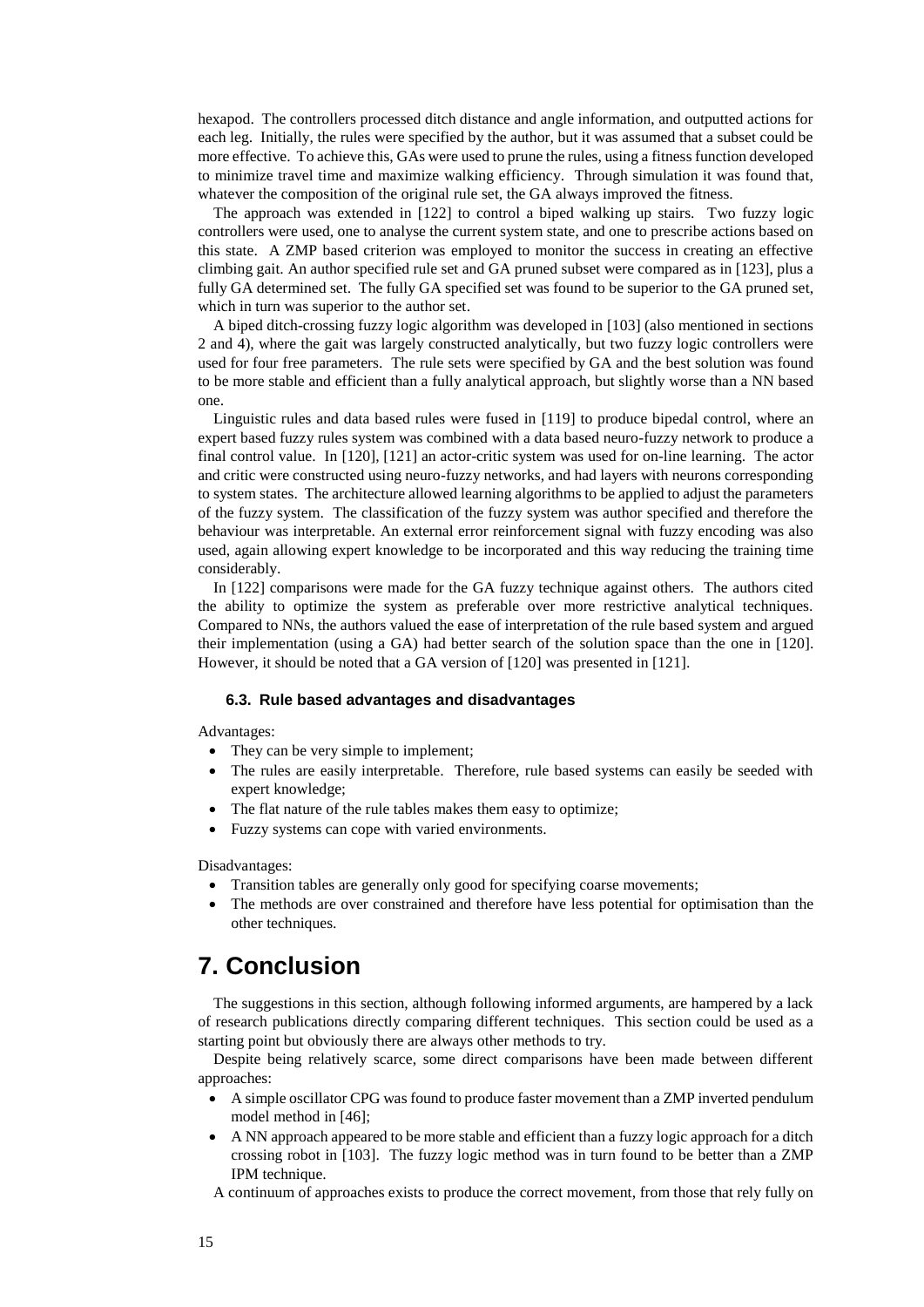hexapod. The controllers processed ditch distance and angle information, and outputted actions for each leg. Initially, the rules were specified by the author, but it was assumed that a subset could be more effective. To achieve this, GAs were used to prune the rules, using a fitness function developed to minimize travel time and maximize walking efficiency. Through simulation it was found that, whatever the composition of the original rule set, the GA always improved the fitness.

The approach was extended in [122] to control a biped walking up stairs. Two fuzzy logic controllers were used, one to analyse the current system state, and one to prescribe actions based on this state. A ZMP based criterion was employed to monitor the success in creating an effective climbing gait. An author specified rule set and GA pruned subset were compared as in [123], plus a fully GA determined set. The fully GA specified set was found to be superior to the GA pruned set, which in turn was superior to the author set.

A biped ditch-crossing fuzzy logic algorithm was developed in [103] (also mentioned in sections 2 and 4), where the gait was largely constructed analytically, but two fuzzy logic controllers were used for four free parameters. The rule sets were specified by GA and the best solution was found to be more stable and efficient than a fully analytical approach, but slightly worse than a NN based one.

Linguistic rules and data based rules were fused in [119] to produce bipedal control, where an expert based fuzzy rules system was combined with a data based neuro-fuzzy network to produce a final control value. In [120], [121] an actor-critic system was used for on-line learning. The actor and critic were constructed using neuro-fuzzy networks, and had layers with neurons corresponding to system states. The architecture allowed learning algorithms to be applied to adjust the parameters of the fuzzy system. The classification of the fuzzy system was author specified and therefore the behaviour was interpretable. An external error reinforcement signal with fuzzy encoding was also used, again allowing expert knowledge to be incorporated and this way reducing the training time considerably.

In [122] comparisons were made for the GA fuzzy technique against others. The authors cited the ability to optimize the system as preferable over more restrictive analytical techniques. Compared to NNs, the authors valued the ease of interpretation of the rule based system and argued their implementation (using a GA) had better search of the solution space than the one in [120]. However, it should be noted that a GA version of [120] was presented in [121].

### 6.3. Rule based advantages and disadvantages

Advantages:

- They can be very simple to implement;
- The rules are easily interpretable. Therefore, rule based systems can easily be seeded with expert knowledge;
- The flat nature of the rule tables makes them easy to optimize;
- Fuzzy systems can cope with varied environments.

Disadvantages:

- Transition tables are generally only good for specifying coarse movements;
- The methods are over constrained and therefore have less potential for optimisation than the other techniques.

# 7. Conclusion

The suggestions in this section, although following informed arguments, are hampered by a lack of research publications directly comparing different techniques. This section could be used as a starting point but obviously there are always other methods to try.

Despite being relatively scarce, some direct comparisons have been made between different approaches:

- A simple oscillator CPG was found to produce faster movement than a ZMP inverted pendulum model method in [46];
- A NN approach appeared to be more stable and efficient than a fuzzy logic approach for a ditch crossing robot in [103]. The fuzzy logic method was in turn found to be better than a ZMP IPM technique.

A continuum of approaches exists to produce the correct movement, from those that rely fully on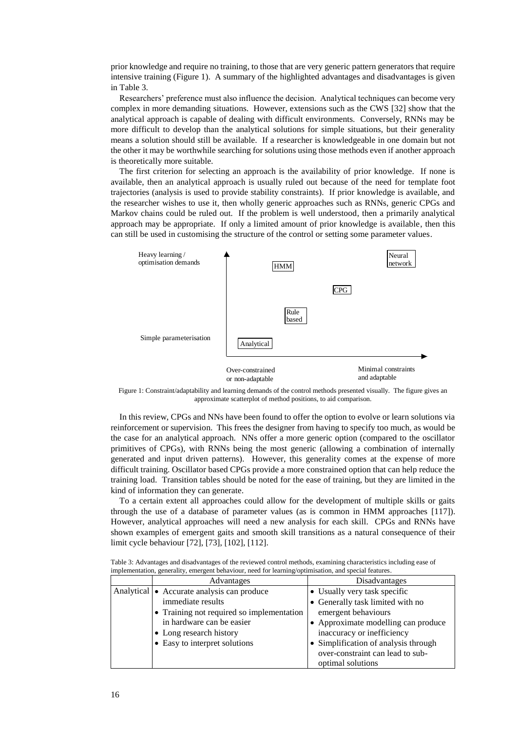prior knowledge and require no training, to those that are very generic pattern generators that require intensive training (Figure 1). A summary of the highlighted advantages and disadvantages is given in Table 3.

Researchers' preference must also influence the decision. Analytical techniques can become very complex in more demanding situations. However, extensions such as the CWS [32] show that the analytical approach is capable of dealing with difficult environments. Conversely, RNNs may be more difficult to develop than the analytical solutions for simple situations, but their generality means a solution should still be available. If a researcher is knowledgeable in one domain but not the other it may be worthwhile searching for solutions using those methods even if another approach is theoretically more suitable.

The first criterion for selecting an approach is the availability of prior knowledge. If none is available, then an analytical approach is usually ruled out because of the need for template foot trajectories (analysis is used to provide stability constraints). If prior knowledge is available, and the researcher wishes to use it, then wholly generic approaches such as RNNs, generic CPGs and Markov chains could be ruled out. If the problem is well understood, then a primarily analytical approach may be appropriate. If only a limited amount of prior knowledge is available, then this can still be used in customising the structure of the control or setting some parameter values.

Heavy learning / optimisation demands

Simple parameterisation

HMM

Neural network

CPG

Rule based

Analytical

Over-constrained or non-adaptable

Minimal constraints and adaptable

Figure 1: Constraint/adaptability and learning demands of the control methods presented visually. The figure gives an approximate scatterplot of method positions, to aid comparison.

In this review, CPGs and NNs have been found to offer the option to evolve or learn solutions via reinforcement or supervision. This frees the designer from having to specify too much, as would be the case for an analytical approach. NNs offer a more generic option (compared to the oscillator primitives of CPGs), with RNNs being the most generic (allowing a combination of internally generated and input driven patterns). However, this generality comes at the expense of more difficult training. Oscillator based CPGs provide a more constrained option that can help reduce the training load. Transition tables should be noted for the ease of training, but they are limited in the kind of information they can generate.

To a certain extent all approaches could allow for the development of multiple skills or gaits through the use of a database of parameter values (as is common in HMM approaches [117]). However, analytical approaches will need a new analysis for each skill. CPGs and RNNs have shown examples of emergent gaits and smooth skill transitions as a natural consequence of their limit cycle behaviour [72], [73], [102], [112].

Table 3: Advantages and disadvantages of the reviewed control methods, examining characteristics including ease of implementation, generality, emergent behaviour, need for learning/optimisation, and special features.

| | Advantages | Disadvantages |
|---|---|---|
| Analytical | • Accurate analysis can produce immediate results<br>• Training not required so implementation in hardware can be easier<br>• Long research history<br>• Easy to interpret solutions | • Usually very task specific<br>• Generally task limited with no emergent behaviours<br>• Approximate modelling can produce inaccuracy or inefficiency<br>• Simplification of analysis through over-constraint can lead to sub-optimal solutions |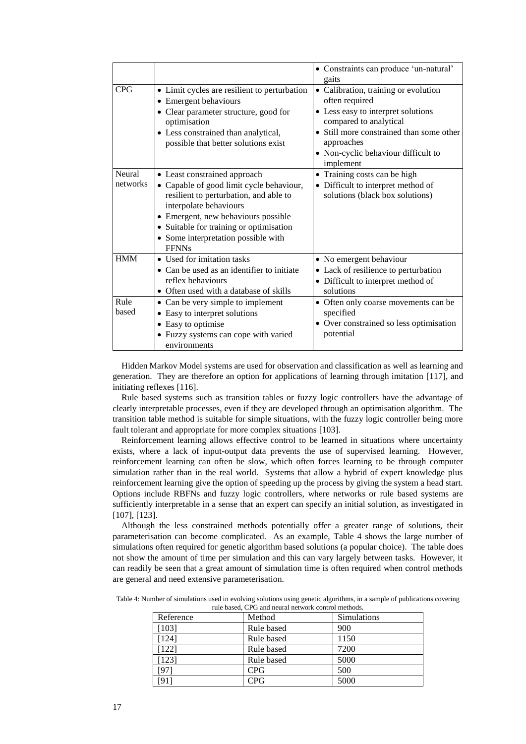| | | |
|---|---|---|
| | | • Constraints can produce 'un-natural' gaits |
| CPG | • Limit cycles are resilient to perturbation<br>• Emergent behaviours<br>• Clear parameter structure, good for optimisation<br>• Less constrained than analytical, possible that better solutions exist | • Calibration, training or evolution often required<br>• Less easy to interpret solutions compared to analytical<br>• Still more constrained than some other approaches<br>• Non-cyclic behaviour difficult to implement |
| Neural networks | • Least constrained approach<br>• Capable of good limit cycle behaviour, resilient to perturbation, and able to interpolate behaviours<br>• Emergent, new behaviours possible<br>• Suitable for training or optimisation<br>• Some interpretation possible with FFNNs | • Training costs can be high<br>• Difficult to interpret method of solutions (black box solutions) |
| HMM | • Used for imitation tasks<br>• Can be used as an identifier to initiate reflex behaviours<br>• Often used with a database of skills | • No emergent behaviour<br>• Lack of resilience to perturbation<br>• Difficult to interpret method of solutions |
| Rule based | • Can be very simple to implement<br>• Easy to interpret solutions<br>• Easy to optimise<br>• Fuzzy systems can cope with varied environments | • Often only coarse movements can be specified<br>• Over constrained so less optimisation potential |

Hidden Markov Model systems are used for observation and classification as well as learning and generation. They are therefore an option for applications of learning through imitation [117], and initiating reflexes [116].

Rule based systems such as transition tables or fuzzy logic controllers have the advantage of clearly interpretable processes, even if they are developed through an optimisation algorithm. The transition table method is suitable for simple situations, with the fuzzy logic controller being more fault tolerant and appropriate for more complex situations [103].

Reinforcement learning allows effective control to be learned in situations where uncertainty exists, where a lack of input-output data prevents the use of supervised learning. However, reinforcement learning can often be slow, which often forces learning to be through computer simulation rather than in the real world. Systems that allow a hybrid of expert knowledge plus reinforcement learning give the option of speeding up the process by giving the system a head start. Options include RBFNs and fuzzy logic controllers, where networks or rule based systems are sufficiently interpretable in a sense that an expert can specify an initial solution, as investigated in [107], [123].

Although the less constrained methods potentially offer a greater range of solutions, their parameterisation can become complicated. As an example, Table 4 shows the large number of simulations often required for genetic algorithm based solutions (a popular choice). The table does not show the amount of time per simulation and this can vary largely between tasks. However, it can readily be seen that a great amount of simulation time is often required when control methods are general and need extensive parameterisation.

Table 4: Number of simulations used in evolving solutions using genetic algorithms, in a sample of publications covering rule based, CPG and neural network control methods.

| Reference | Method | Simulations |
|---|---|---|
| [103] | Rule based | 900 |
| [124] | Rule based | 1150 |
| [122] | Rule based | 7200 |
| [123] | Rule based | 5000 |
| [97] | CPG | 500 |
| [91] | CPG | 5000 |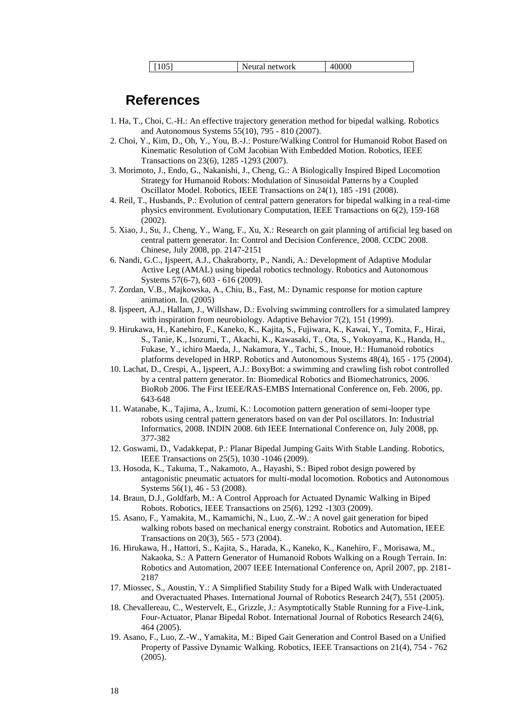| [105] | Neural network | 40000 |
|---|---|---|

## References

1. Ha, T., Choi, C.-H.: An effective trajectory generation method for bipedal walking. Robotics and Autonomous Systems 55(10), 795 - 810 (2007).
2. Choi, Y., Kim, D., Oh, Y., You, B.-J.: Posture/Walking Control for Humanoid Robot Based on Kinematic Resolution of CoM Jacobian With Embedded Motion. Robotics, IEEE Transactions on 23(6), 1285 -1293 (2007).
3. Morimoto, J., Endo, G., Nakanishi, J., Cheng, G.: A Biologically Inspired Biped Locomotion Strategy for Humanoid Robots: Modulation of Sinusoidal Patterns by a Coupled Oscillator Model. Robotics, IEEE Transactions on 24(1), 185 -191 (2008).
4. Reil, T., Husbands, P.: Evolution of central pattern generators for bipedal walking in a real-time physics environment. Evolutionary Computation, IEEE Transactions on 6(2), 159-168 (2002).
5. Xiao, J., Su, J., Cheng, Y., Wang, F., Xu, X.: Research on gait planning of artificial leg based on central pattern generator. In: Control and Decision Conference, 2008. CCDC 2008. Chinese, July 2008, pp. 2147-2151
6. Nandi, G.C., Ijspeert, A.J., Chakraborty, P., Nandi, A.: Development of Adaptive Modular Active Leg (AMAL) using bipedal robotics technology. Robotics and Autonomous Systems 57(6-7), 603 - 616 (2009).
7. Zordan, V.B., Majkowska, A., Chiu, B., Fast, M.: Dynamic response for motion capture animation. In. (2005)
8. Ijspeert, A.J., Hallam, J., Willshaw, D.: Evolving swimming controllers for a simulated lamprey with inspiration from neurobiology. Adaptive Behavior 7(2), 151 (1999).
9. Hirukawa, H., Kanehiro, F., Kaneko, K., Kajita, S., Fujiwara, K., Kawai, Y., Tomita, F., Hirai, S., Tanie, K., Isozumi, T., Akachi, K., Kawasaki, T., Ota, S., Yokoyama, K., Handa, H., Fukase, Y., ichiro Maeda, J., Nakamura, Y., Tachi, S., Inoue, H.: Humanoid robotics platforms developed in HRP. Robotics and Autonomous Systems 48(4), 165 - 175 (2004).
10. Lachat, D., Crespi, A., Ijspeert, A.J.: BoxyBot: a swimming and crawling fish robot controlled by a central pattern generator. In: Biomedical Robotics and Biomechatronics, 2006. BioRob 2006. The First IEEE/RAS-EMBS International Conference on, Feb. 2006, pp. 643-648
11. Watanabe, K., Tajima, A., Izumi, K.: Locomotion pattern generation of semi-looper type robots using central pattern generators based on van der Pol oscillators. In: Industrial Informatics, 2008. INDIN 2008. 6th IEEE International Conference on, July 2008, pp. 377-382
12. Goswami, D., Vadakkepat, P.: Planar Bipedal Jumping Gaits With Stable Landing. Robotics, IEEE Transactions on 25(5), 1030 -1046 (2009).
13. Hosoda, K., Takuma, T., Nakamoto, A., Hayashi, S.: Biped robot design powered by antagonistic pneumatic actuators for multi-modal locomotion. Robotics and Autonomous Systems 56(1), 46 - 53 (2008).
14. Braun, D.J., Goldfarb, M.: A Control Approach for Actuated Dynamic Walking in Biped Robots. Robotics, IEEE Transactions on 25(6), 1292 -1303 (2009).
15. Asano, F., Yamakita, M., Kamamichi, N., Luo, Z.-W.: A novel gait generation for biped walking robots based on mechanical energy constraint. Robotics and Automation, IEEE Transactions on 20(3), 565 - 573 (2004).
16. Hirukawa, H., Hattori, S., Kajita, S., Harada, K., Kaneko, K., Kanehiro, F., Morisawa, M., Nakaoka, S.: A Pattern Generator of Humanoid Robots Walking on a Rough Terrain. In: Robotics and Automation, 2007 IEEE International Conference on, April 2007, pp. 2181-2187
17. Miossec, S., Aoustin, Y.: A Simplified Stability Study for a Biped Walk with Underactuated and Overactuated Phases. International Journal of Robotics Research 24(7), 551 (2005).
18. Chevallereau, C., Westervelt, E., Grizzle, J.: Asymptotically Stable Running for a Five-Link, Four-Actuator, Planar Bipedal Robot. International Journal of Robotics Research 24(6), 464 (2005).
19. Asano, F., Luo, Z.-W., Yamakita, M.: Biped Gait Generation and Control Based on a Unified Property of Passive Dynamic Walking. Robotics, IEEE Transactions on 21(4), 754 - 762 (2005).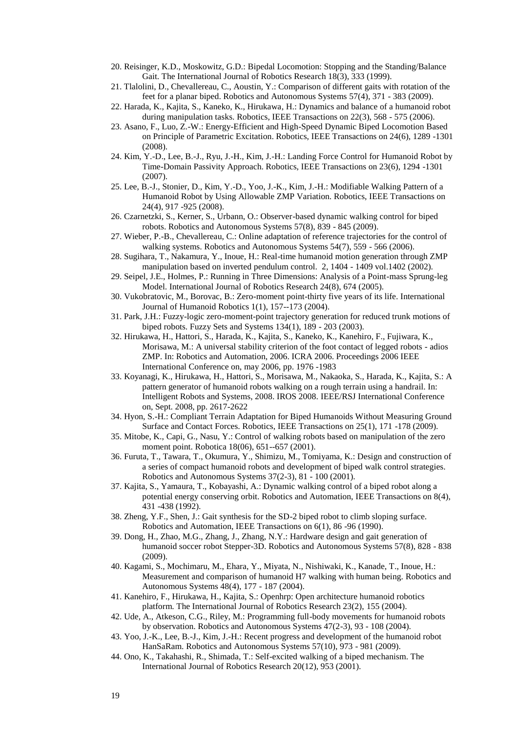20. Reisinger, K.D., Moskowitz, G.D.: Bipedal Locomotion: Stopping and the Standing/Balance Gait. The International Journal of Robotics Research 18(3), 333 (1999).
21. Tlalolini, D., Chevallereau, C., Aoustin, Y.: Comparison of different gaits with rotation of the feet for a planar biped. Robotics and Autonomous Systems 57(4), 371 - 383 (2009).
22. Harada, K., Kajita, S., Kaneko, K., Hirukawa, H.: Dynamics and balance of a humanoid robot during manipulation tasks. Robotics, IEEE Transactions on 22(3), 568 - 575 (2006).
23. Asano, F., Luo, Z.-W.: Energy-Efficient and High-Speed Dynamic Biped Locomotion Based on Principle of Parametric Excitation. Robotics, IEEE Transactions on 24(6), 1289 -1301 (2008).
24. Kim, Y.-D., Lee, B.-J., Ryu, J.-H., Kim, J.-H.: Landing Force Control for Humanoid Robot by Time-Domain Passivity Approach. Robotics, IEEE Transactions on 23(6), 1294 -1301 (2007).
25. Lee, B.-J., Stonier, D., Kim, Y.-D., Yoo, J.-K., Kim, J.-H.: Modifiable Walking Pattern of a Humanoid Robot by Using Allowable ZMP Variation. Robotics, IEEE Transactions on 24(4), 917 -925 (2008).
26. Czarnetzki, S., Kerner, S., Urbann, O.: Observer-based dynamic walking control for biped robots. Robotics and Autonomous Systems 57(8), 839 - 845 (2009).
27. Wieber, P.-B., Chevallereau, C.: Online adaptation of reference trajectories for the control of walking systems. Robotics and Autonomous Systems 54(7), 559 - 566 (2006).
28. Sugihara, T., Nakamura, Y., Inoue, H.: Real-time humanoid motion generation through ZMP manipulation based on inverted pendulum control. 2, 1404 - 1409 vol.1402 (2002).
29. Seipel, J.E., Holmes, P.: Running in Three Dimensions: Analysis of a Point-mass Sprung-leg Model. International Journal of Robotics Research 24(8), 674 (2005).
30. Vukobratovic, M., Borovac, B.: Zero-moment point-thirty five years of its life. International Journal of Humanoid Robotics 1(1), 157--173 (2004).
31. Park, J.H.: Fuzzy-logic zero-moment-point trajectory generation for reduced trunk motions of biped robots. Fuzzy Sets and Systems 134(1), 189 - 203 (2003).
32. Hirukawa, H., Hattori, S., Harada, K., Kajita, S., Kaneko, K., Kanehiro, F., Fujiwara, K., Morisawa, M.: A universal stability criterion of the foot contact of legged robots - adios ZMP. In: Robotics and Automation, 2006. ICRA 2006. Proceedings 2006 IEEE International Conference on, may 2006, pp. 1976 -1983
33. Koyanagi, K., Hirukawa, H., Hattori, S., Morisawa, M., Nakaoka, S., Harada, K., Kajita, S.: A pattern generator of humanoid robots walking on a rough terrain using a handrail. In: Intelligent Robots and Systems, 2008. IROS 2008. IEEE/RSJ International Conference on, Sept. 2008, pp. 2617-2622
34. Hyon, S.-H.: Compliant Terrain Adaptation for Biped Humanoids Without Measuring Ground Surface and Contact Forces. Robotics, IEEE Transactions on 25(1), 171 -178 (2009).
35. Mitobe, K., Capi, G., Nasu, Y.: Control of walking robots based on manipulation of the zero moment point. Robotica 18(06), 651--657 (2001).
36. Furuta, T., Tawara, T., Okumura, Y., Shimizu, M., Tomiyama, K.: Design and construction of a series of compact humanoid robots and development of biped walk control strategies. Robotics and Autonomous Systems 37(2-3), 81 - 100 (2001).
37. Kajita, S., Yamaura, T., Kobayashi, A.: Dynamic walking control of a biped robot along a potential energy conserving orbit. Robotics and Automation, IEEE Transactions on 8(4), 431 -438 (1992).
38. Zheng, Y.F., Shen, J.: Gait synthesis for the SD-2 biped robot to climb sloping surface. Robotics and Automation, IEEE Transactions on 6(1), 86 -96 (1990).
39. Dong, H., Zhao, M.G., Zhang, J., Zhang, N.Y.: Hardware design and gait generation of humanoid soccer robot Stepper-3D. Robotics and Autonomous Systems 57(8), 828 - 838 (2009).
40. Kagami, S., Mochimaru, M., Ehara, Y., Miyata, N., Nishiwaki, K., Kanade, T., Inoue, H.: Measurement and comparison of humanoid H7 walking with human being. Robotics and Autonomous Systems 48(4), 177 - 187 (2004).
41. Kanehiro, F., Hirukawa, H., Kajita, S.: Openhrp: Open architecture humanoid robotics platform. The International Journal of Robotics Research 23(2), 155 (2004).
42. Ude, A., Atkeson, C.G., Riley, M.: Programming full-body movements for humanoid robots by observation. Robotics and Autonomous Systems 47(2-3), 93 - 108 (2004).
43. Yoo, J.-K., Lee, B.-J., Kim, J.-H.: Recent progress and development of the humanoid robot HanSaRam. Robotics and Autonomous Systems 57(10), 973 - 981 (2009).
44. Ono, K., Takahashi, R., Shimada, T.: Self-excited walking of a biped mechanism. The International Journal of Robotics Research 20(12), 953 (2001).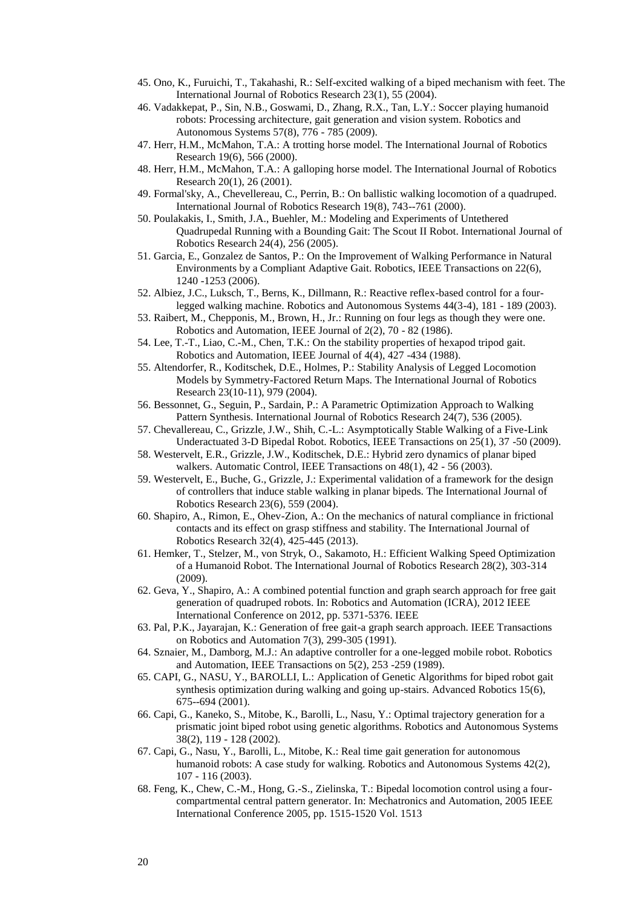45. Ono, K., Furuichi, T., Takahashi, R.: Self-excited walking of a biped mechanism with feet. The International Journal of Robotics Research 23(1), 55 (2004).
46. Vadakkepat, P., Sin, N.B., Goswami, D., Zhang, R.X., Tan, L.Y.: Soccer playing humanoid robots: Processing architecture, gait generation and vision system. Robotics and Autonomous Systems 57(8), 776 - 785 (2009).
47. Herr, H.M., McMahon, T.A.: A trotting horse model. The International Journal of Robotics Research 19(6), 566 (2000).
48. Herr, H.M., McMahon, T.A.: A galloping horse model. The International Journal of Robotics Research 20(1), 26 (2001).
49. Formal'sky, A., Chevallereau, C., Perrin, B.: On ballistic walking locomotion of a quadruped. International Journal of Robotics Research 19(8), 743--761 (2000).
50. Poulakakis, I., Smith, J.A., Buehler, M.: Modeling and Experiments of Untethered Quadrupedal Running with a Bounding Gait: The Scout II Robot. International Journal of Robotics Research 24(4), 256 (2005).
51. Garcia, E., Gonzalez de Santos, P.: On the Improvement of Walking Performance in Natural Environments by a Compliant Adaptive Gait. Robotics, IEEE Transactions on 22(6), 1240 -1253 (2006).
52. Albiez, J.C., Luksch, T., Berns, K., Dillmann, R.: Reactive reflex-based control for a four-legged walking machine. Robotics and Autonomous Systems 44(3-4), 181 - 189 (2003).
53. Raibert, M., Chepponis, M., Brown, H., Jr.: Running on four legs as though they were one. Robotics and Automation, IEEE Journal of 2(2), 70 - 82 (1986).
54. Lee, T.-T., Liao, C.-M., Chen, T.K.: On the stability properties of hexapod tripod gait. Robotics and Automation, IEEE Journal of 4(4), 427 -434 (1988).
55. Altendorfer, R., Koditschek, D.E., Holmes, P.: Stability Analysis of Legged Locomotion Models by Symmetry-Factored Return Maps. The International Journal of Robotics Research 23(10-11), 979 (2004).
56. Bessonnet, G., Seguin, P., Sardain, P.: A Parametric Optimization Approach to Walking Pattern Synthesis. International Journal of Robotics Research 24(7), 536 (2005).
57. Chevallereau, C., Grizzle, J.W., Shih, C.-L.: Asymptotically Stable Walking of a Five-Link Underactuated 3-D Bipedal Robot. Robotics, IEEE Transactions on 25(1), 37 -50 (2009).
58. Westervelt, E.R., Grizzle, J.W., Koditschek, D.E.: Hybrid zero dynamics of planar biped walkers. Automatic Control, IEEE Transactions on 48(1), 42 - 56 (2003).
59. Westervelt, E., Buche, G., Grizzle, J.: Experimental validation of a framework for the design of controllers that induce stable walking in planar bipeds. The International Journal of Robotics Research 23(6), 559 (2004).
60. Shapiro, A., Rimon, E., Ohev-Zion, A.: On the mechanics of natural compliance in frictional contacts and its effect on grasp stiffness and stability. The International Journal of Robotics Research 32(4), 425-445 (2013).
61. Hemker, T., Stelzer, M., von Stryk, O., Sakamoto, H.: Efficient Walking Speed Optimization of a Humanoid Robot. The International Journal of Robotics Research 28(2), 303-314 (2009).
62. Geva, Y., Shapiro, A.: A combined potential function and graph search approach for free gait generation of quadruped robots. In: Robotics and Automation (ICRA), 2012 IEEE International Conference on 2012, pp. 5371-5376. IEEE
63. Pal, P.K., Jayarajan, K.: Generation of free gait-a graph search approach. IEEE Transactions on Robotics and Automation 7(3), 299-305 (1991).
64. Sznaier, M., Damborg, M.J.: An adaptive controller for a one-legged mobile robot. Robotics and Automation, IEEE Transactions on 5(2), 253 -259 (1989).
65. CAPI, G., NASU, Y., BAROLLI, L.: Application of Genetic Algorithms for biped robot gait synthesis optimization during walking and going up-stairs. Advanced Robotics 15(6), 675--694 (2001).
66. Capi, G., Kaneko, S., Mitobe, K., Barolli, L., Nasu, Y.: Optimal trajectory generation for a prismatic joint biped robot using genetic algorithms. Robotics and Autonomous Systems 38(2), 119 - 128 (2002).
67. Capi, G., Nasu, Y., Barolli, L., Mitobe, K.: Real time gait generation for autonomous humanoid robots: A case study for walking. Robotics and Autonomous Systems 42(2), 107 - 116 (2003).
68. Feng, K., Chew, C.-M., Hong, G.-S., Zielinska, T.: Bipedal locomotion control using a four-compartmental central pattern generator. In: Mechatronics and Automation, 2005 IEEE International Conference 2005, pp. 1515-1520 Vol. 1513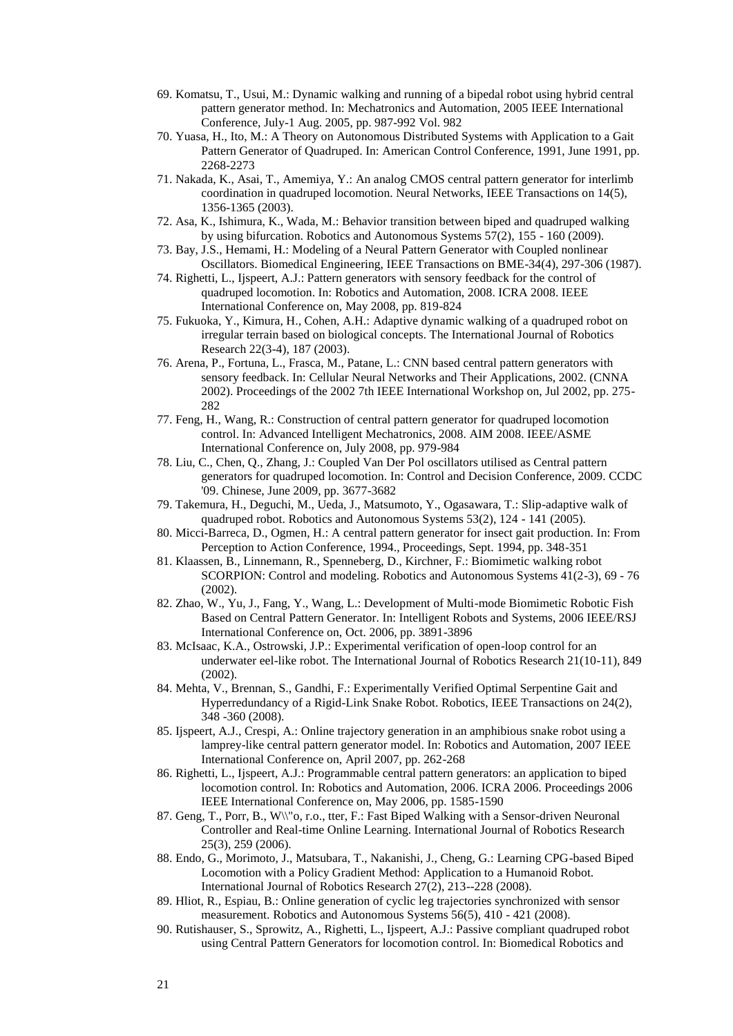69. Komatsu, T., Usui, M.: Dynamic walking and running of a bipedal robot using hybrid central pattern generator method. In: Mechatronics and Automation, 2005 IEEE International Conference, July-1 Aug. 2005, pp. 987-992 Vol. 982
70. Yuasa, H., Ito, M.: A Theory on Autonomous Distributed Systems with Application to a Gait Pattern Generator of Quadruped. In: American Control Conference, 1991, June 1991, pp. 2268-2273
71. Nakada, K., Asai, T., Amemiya, Y.: An analog CMOS central pattern generator for interlimb coordination in quadruped locomotion. Neural Networks, IEEE Transactions on 14(5), 1356-1365 (2003).
72. Asa, K., Ishimura, K., Wada, M.: Behavior transition between biped and quadruped walking by using bifurcation. Robotics and Autonomous Systems 57(2), 155 - 160 (2009).
73. Bay, J.S., Hemami, H.: Modeling of a Neural Pattern Generator with Coupled nonlinear Oscillators. Biomedical Engineering, IEEE Transactions on BME-34(4), 297-306 (1987).
74. Righetti, L., Ijspeert, A.J.: Pattern generators with sensory feedback for the control of quadruped locomotion. In: Robotics and Automation, 2008. ICRA 2008. IEEE International Conference on, May 2008, pp. 819-824
75. Fukuoka, Y., Kimura, H., Cohen, A.H.: Adaptive dynamic walking of a quadruped robot on irregular terrain based on biological concepts. The International Journal of Robotics Research 22(3-4), 187 (2003).
76. Arena, P., Fortuna, L., Frasca, M., Patane, L.: CNN based central pattern generators with sensory feedback. In: Cellular Neural Networks and Their Applications, 2002. (CNNA 2002). Proceedings of the 2002 7th IEEE International Workshop on, Jul 2002, pp. 275-282
77. Feng, H., Wang, R.: Construction of central pattern generator for quadruped locomotion control. In: Advanced Intelligent Mechatronics, 2008. AIM 2008. IEEE/ASME International Conference on, July 2008, pp. 979-984
78. Liu, C., Chen, Q., Zhang, J.: Coupled Van Der Pol oscillators utilised as Central pattern generators for quadruped locomotion. In: Control and Decision Conference, 2009. CCDC '09. Chinese, June 2009, pp. 3677-3682
79. Takemura, H., Deguchi, M., Ueda, J., Matsumoto, Y., Ogasawara, T.: Slip-adaptive walk of quadruped robot. Robotics and Autonomous Systems 53(2), 124 - 141 (2005).
80. Micci-Barreca, D., Ogmen, H.: A central pattern generator for insect gait production. In: From Perception to Action Conference, 1994., Proceedings, Sept. 1994, pp. 348-351
81. Klaassen, B., Linnemann, R., Spenneberg, D., Kirchner, F.: Biomimetic walking robot SCORPION: Control and modeling. Robotics and Autonomous Systems 41(2-3), 69 - 76 (2002).
82. Zhao, W., Yu, J., Fang, Y., Wang, L.: Development of Multi-mode Biomimetic Robotic Fish Based on Central Pattern Generator. In: Intelligent Robots and Systems, 2006 IEEE/RSJ International Conference on, Oct. 2006, pp. 3891-3896
83. McIsaac, K.A., Ostrowski, J.P.: Experimental verification of open-loop control for an underwater eel-like robot. The International Journal of Robotics Research 21(10-11), 849 (2002).
84. Mehta, V., Brennan, S., Gandhi, F.: Experimentally Verified Optimal Serpentine Gait and Hyperredundancy of a Rigid-Link Snake Robot. Robotics, IEEE Transactions on 24(2), 348 -360 (2008).
85. Ijspeert, A.J., Crespi, A.: Online trajectory generation in an amphibious snake robot using a lamprey-like central pattern generator model. In: Robotics and Automation, 2007 IEEE International Conference on, April 2007, pp. 262-268
86. Righetti, L., Ijspeert, A.J.: Programmable central pattern generators: an application to biped locomotion control. In: Robotics and Automation, 2006. ICRA 2006. Proceedings 2006 IEEE International Conference on, May 2006, pp. 1585-1590
87. Geng, T., Porr, B., W\\"o, r.o., tter, F.: Fast Biped Walking with a Sensor-driven Neuronal Controller and Real-time Online Learning. International Journal of Robotics Research 25(3), 259 (2006).
88. Endo, G., Morimoto, J., Matsubara, T., Nakanishi, J., Cheng, G.: Learning CPG-based Biped Locomotion with a Policy Gradient Method: Application to a Humanoid Robot. International Journal of Robotics Research 27(2), 213--228 (2008).
89. Hliot, R., Espiau, B.: Online generation of cyclic leg trajectories synchronized with sensor measurement. Robotics and Autonomous Systems 56(5), 410 - 421 (2008).
90. Rutishauser, S., Sprowitz, A., Righetti, L., Ijspeert, A.J.: Passive compliant quadruped robot using Central Pattern Generators for locomotion control. In: Biomedical Robotics and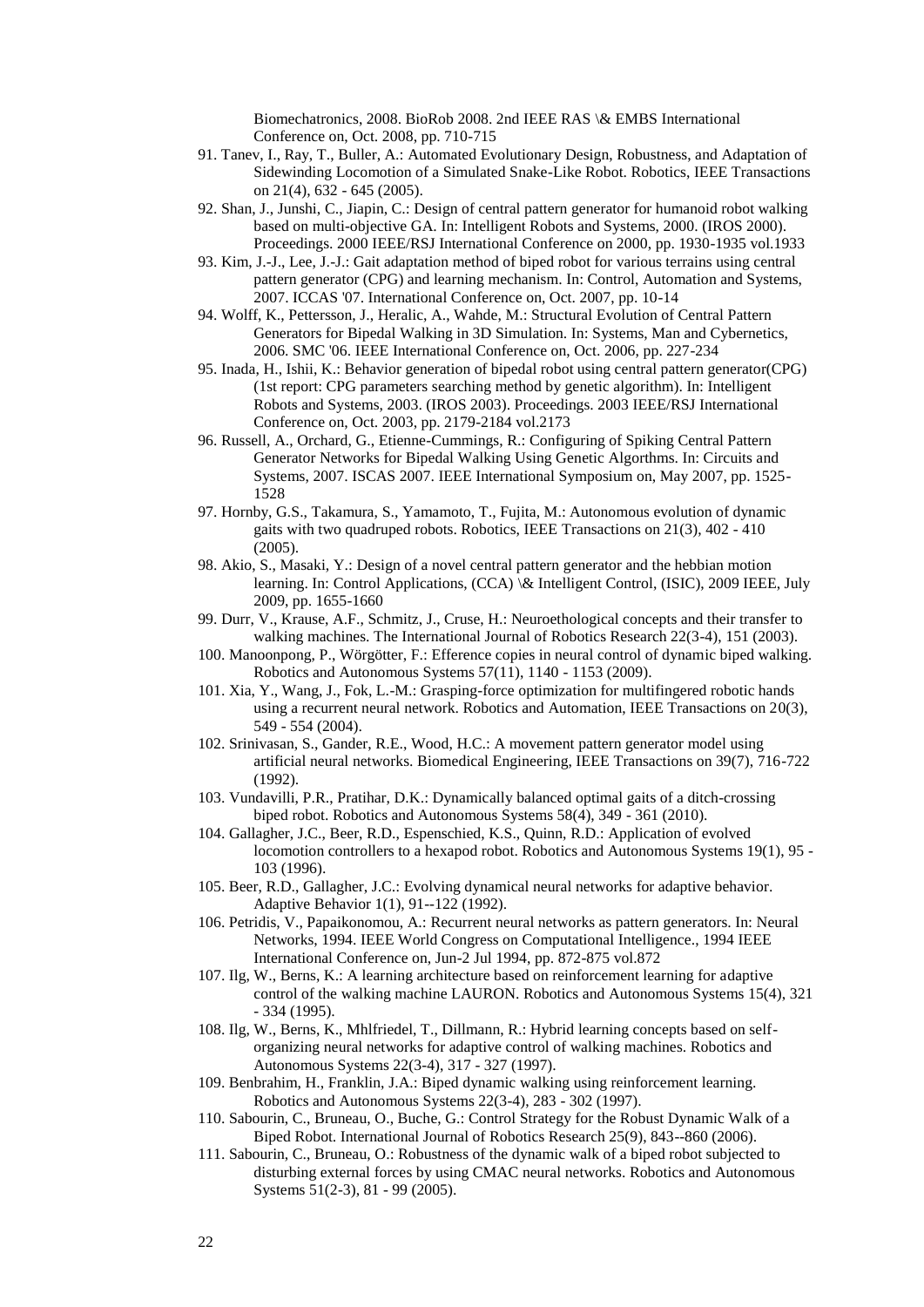Biomechatronics, 2008. BioRob 2008. 2nd IEEE RAS \& EMBS International Conference on, Oct. 2008, pp. 710-715

91. Tanev, I., Ray, T., Buller, A.: Automated Evolutionary Design, Robustness, and Adaptation of Sidewinding Locomotion of a Simulated Snake-Like Robot. Robotics, IEEE Transactions on 21(4), 632 - 645 (2005).
92. Shan, J., Junshi, C., Jiapin, C.: Design of central pattern generator for humanoid robot walking based on multi-objective GA. In: Intelligent Robots and Systems, 2000. (IROS 2000). Proceedings. 2000 IEEE/RSJ International Conference on 2000, pp. 1930-1935 vol.1933
93. Kim, J.-J., Lee, J.-J.: Gait adaptation method of biped robot for various terrains using central pattern generator (CPG) and learning mechanism. In: Control, Automation and Systems, 2007. ICCAS '07. International Conference on, Oct. 2007, pp. 10-14
94. Wolff, K., Pettersson, J., Heralic, A., Wahde, M.: Structural Evolution of Central Pattern Generators for Bipedal Walking in 3D Simulation. In: Systems, Man and Cybernetics, 2006. SMC '06. IEEE International Conference on, Oct. 2006, pp. 227-234
95. Inada, H., Ishii, K.: Behavior generation of bipedal robot using central pattern generator(CPG) (1st report: CPG parameters searching method by genetic algorithm). In: Intelligent Robots and Systems, 2003. (IROS 2003). Proceedings. 2003 IEEE/RSJ International Conference on, Oct. 2003, pp. 2179-2184 vol.2173
96. Russell, A., Orchard, G., Etienne-Cummings, R.: Configuring of Spiking Central Pattern Generator Networks for Bipedal Walking Using Genetic Algorthms. In: Circuits and Systems, 2007. ISCAS 2007. IEEE International Symposium on, May 2007, pp. 1525-1528
97. Hornby, G.S., Takamura, S., Yamamoto, T., Fujita, M.: Autonomous evolution of dynamic gaits with two quadruped robots. Robotics, IEEE Transactions on 21(3), 402 - 410 (2005).
98. Akio, S., Masaki, Y.: Design of a novel central pattern generator and the hebbian motion learning. In: Control Applications, (CCA) \& Intelligent Control, (ISIC), 2009 IEEE, July 2009, pp. 1655-1660
99. Durr, V., Krause, A.F., Schmitz, J., Cruse, H.: Neuroethological concepts and their transfer to walking machines. The International Journal of Robotics Research 22(3-4), 151 (2003).
100. Manoonpong, P., Wörgötter, F.: Efference copies in neural control of dynamic biped walking. Robotics and Autonomous Systems 57(11), 1140 - 1153 (2009).
101. Xia, Y., Wang, J., Fok, L.-M.: Grasping-force optimization for multifingered robotic hands using a recurrent neural network. Robotics and Automation, IEEE Transactions on 20(3), 549 - 554 (2004).
102. Srinivasan, S., Gander, R.E., Wood, H.C.: A movement pattern generator model using artificial neural networks. Biomedical Engineering, IEEE Transactions on 39(7), 716-722 (1992).
103. Vundavilli, P.R., Pratihar, D.K.: Dynamically balanced optimal gaits of a ditch-crossing biped robot. Robotics and Autonomous Systems 58(4), 349 - 361 (2010).
104. Gallagher, J.C., Beer, R.D., Espenschied, K.S., Quinn, R.D.: Application of evolved locomotion controllers to a hexapod robot. Robotics and Autonomous Systems 19(1), 95 - 103 (1996).
105. Beer, R.D., Gallagher, J.C.: Evolving dynamical neural networks for adaptive behavior. Adaptive Behavior 1(1), 91--122 (1992).
106. Petridis, V., Papaikonomou, A.: Recurrent neural networks as pattern generators. In: Neural Networks, 1994. IEEE World Congress on Computational Intelligence., 1994 IEEE International Conference on, Jun-2 Jul 1994, pp. 872-875 vol.872
107. Ilg, W., Berns, K.: A learning architecture based on reinforcement learning for adaptive control of the walking machine LAURON. Robotics and Autonomous Systems 15(4), 321 - 334 (1995).
108. Ilg, W., Berns, K., Mhlfriedel, T., Dillmann, R.: Hybrid learning concepts based on self-organizing neural networks for adaptive control of walking machines. Robotics and Autonomous Systems 22(3-4), 317 - 327 (1997).
109. Benbrahim, H., Franklin, J.A.: Biped dynamic walking using reinforcement learning. Robotics and Autonomous Systems 22(3-4), 283 - 302 (1997).
110. Sabourin, C., Bruneau, O., Buche, G.: Control Strategy for the Robust Dynamic Walk of a Biped Robot. International Journal of Robotics Research 25(9), 843--860 (2006).
111. Sabourin, C., Bruneau, O.: Robustness of the dynamic walk of a biped robot subjected to disturbing external forces by using CMAC neural networks. Robotics and Autonomous Systems 51(2-3), 81 - 99 (2005).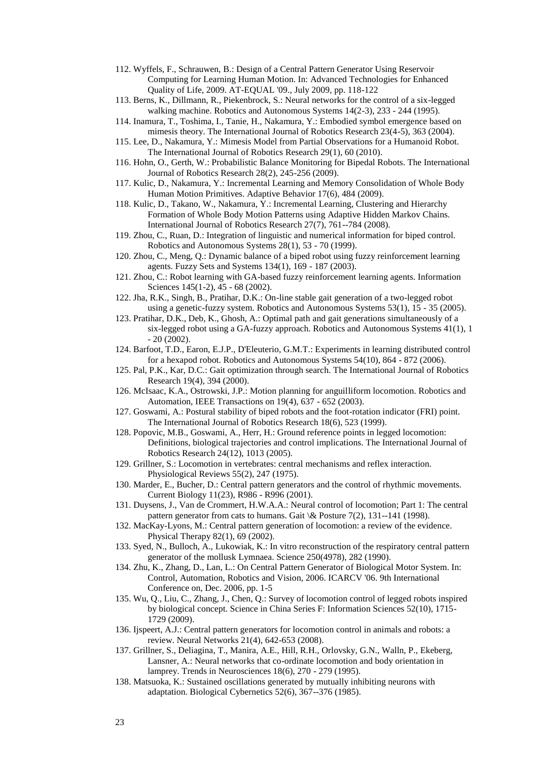112. Wyffels, F., Schrauwen, B.: Design of a Central Pattern Generator Using Reservoir Computing for Learning Human Motion. In: Advanced Technologies for Enhanced Quality of Life, 2009. AT-EQUAL '09., July 2009, pp. 118-122
113. Berns, K., Dillmann, R., Piekenbrock, S.: Neural networks for the control of a six-legged walking machine. Robotics and Autonomous Systems 14(2-3), 233 - 244 (1995).
114. Inamura, T., Toshima, I., Tanie, H., Nakamura, Y.: Embodied symbol emergence based on mimesis theory. The International Journal of Robotics Research 23(4-5), 363 (2004).
115. Lee, D., Nakamura, Y.: Mimesis Model from Partial Observations for a Humanoid Robot. The International Journal of Robotics Research 29(1), 60 (2010).
116. Hohn, O., Gerth, W.: Probabilistic Balance Monitoring for Bipedal Robots. The International Journal of Robotics Research 28(2), 245-256 (2009).
117. Kulic, D., Nakamura, Y.: Incremental Learning and Memory Consolidation of Whole Body Human Motion Primitives. Adaptive Behavior 17(6), 484 (2009).
118. Kulic, D., Takano, W., Nakamura, Y.: Incremental Learning, Clustering and Hierarchy Formation of Whole Body Motion Patterns using Adaptive Hidden Markov Chains. International Journal of Robotics Research 27(7), 761--784 (2008).
119. Zhou, C., Ruan, D.: Integration of linguistic and numerical information for biped control. Robotics and Autonomous Systems 28(1), 53 - 70 (1999).
120. Zhou, C., Meng, Q.: Dynamic balance of a biped robot using fuzzy reinforcement learning agents. Fuzzy Sets and Systems 134(1), 169 - 187 (2003).
121. Zhou, C.: Robot learning with GA-based fuzzy reinforcement learning agents. Information Sciences 145(1-2), 45 - 68 (2002).
122. Jha, R.K., Singh, B., Pratihar, D.K.: On-line stable gait generation of a two-legged robot using a genetic-fuzzy system. Robotics and Autonomous Systems 53(1), 15 - 35 (2005).
123. Pratihar, D.K., Deb, K., Ghosh, A.: Optimal path and gait generations simultaneously of a six-legged robot using a GA-fuzzy approach. Robotics and Autonomous Systems 41(1), 1 - 20 (2002).
124. Barfoot, T.D., Earon, E.J.P., D'Eleuterio, G.M.T.: Experiments in learning distributed control for a hexapod robot. Robotics and Autonomous Systems 54(10), 864 - 872 (2006).
125. Pal, P.K., Kar, D.C.: Gait optimization through search. The International Journal of Robotics Research 19(4), 394 (2000).
126. McIsaac, K.A., Ostrowski, J.P.: Motion planning for anguilliform locomotion. Robotics and Automation, IEEE Transactions on 19(4), 637 - 652 (2003).
127. Goswami, A.: Postural stability of biped robots and the foot-rotation indicator (FRI) point. The International Journal of Robotics Research 18(6), 523 (1999).
128. Popovic, M.B., Goswami, A., Herr, H.: Ground reference points in legged locomotion: Definitions, biological trajectories and control implications. The International Journal of Robotics Research 24(12), 1013 (2005).
129. Grillner, S.: Locomotion in vertebrates: central mechanisms and reflex interaction. Physiological Reviews 55(2), 247 (1975).
130. Marder, E., Bucher, D.: Central pattern generators and the control of rhythmic movements. Current Biology 11(23), R986 - R996 (2001).
131. Duysens, J., Van de Crommert, H.W.A.A.: Neural control of locomotion; Part 1: The central pattern generator from cats to humans. Gait \& Posture 7(2), 131--141 (1998).
132. MacKay-Lyons, M.: Central pattern generation of locomotion: a review of the evidence. Physical Therapy 82(1), 69 (2002).
133. Syed, N., Bulloch, A., Lukowiak, K.: In vitro reconstruction of the respiratory central pattern generator of the mollusk Lymnaea. Science 250(4978), 282 (1990).
134. Zhu, K., Zhang, D., Lan, L.: On Central Pattern Generator of Biological Motor System. In: Control, Automation, Robotics and Vision, 2006. ICARCV '06. 9th International Conference on, Dec. 2006, pp. 1-5
135. Wu, Q., Liu, C., Zhang, J., Chen, Q.: Survey of locomotion control of legged robots inspired by biological concept. Science in China Series F: Information Sciences 52(10), 1715-1729 (2009).
136. Ijspeert, A.J.: Central pattern generators for locomotion control in animals and robots: a review. Neural Networks 21(4), 642-653 (2008).
137. Grillner, S., Deliagina, T., Manira, A.E., Hill, R.H., Orlovsky, G.N., Walln, P., Ekeberg, Lansner, A.: Neural networks that co-ordinate locomotion and body orientation in lamprey. Trends in Neurosciences 18(6), 270 - 279 (1995).
138. Matsuoka, K.: Sustained oscillations generated by mutually inhibiting neurons with adaptation. Biological Cybernetics 52(6), 367--376 (1985).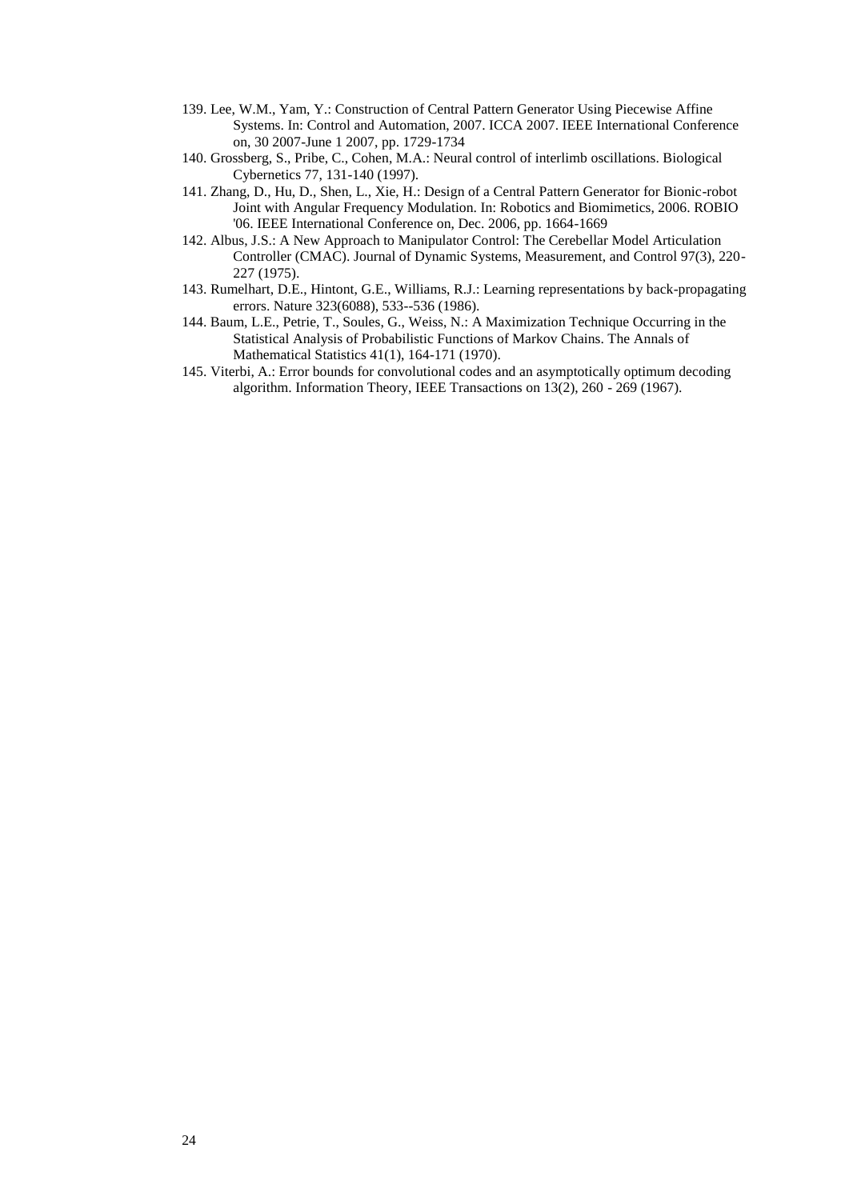139. Lee, W.M., Yam, Y.: Construction of Central Pattern Generator Using Piecewise Affine Systems. In: Control and Automation, 2007. ICCA 2007. IEEE International Conference on, 30 2007-June 1 2007, pp. 1729-1734
140. Grossberg, S., Pribe, C., Cohen, M.A.: Neural control of interlimb oscillations. Biological Cybernetics 77, 131-140 (1997).
141. Zhang, D., Hu, D., Shen, L., Xie, H.: Design of a Central Pattern Generator for Bionic-robot Joint with Angular Frequency Modulation. In: Robotics and Biomimetics, 2006. ROBIO '06. IEEE International Conference on, Dec. 2006, pp. 1664-1669
142. Albus, J.S.: A New Approach to Manipulator Control: The Cerebellar Model Articulation Controller (CMAC). Journal of Dynamic Systems, Measurement, and Control 97(3), 220-227 (1975).
143. Rumelhart, D.E., Hintont, G.E., Williams, R.J.: Learning representations by back-propagating errors. Nature 323(6088), 533--536 (1986).
144. Baum, L.E., Petrie, T., Soules, G., Weiss, N.: A Maximization Technique Occurring in the Statistical Analysis of Probabilistic Functions of Markov Chains. The Annals of Mathematical Statistics 41(1), 164-171 (1970).
145. Viterbi, A.: Error bounds for convolutional codes and an asymptotically optimum decoding algorithm. Information Theory, IEEE Transactions on 13(2), 260 - 269 (1967).